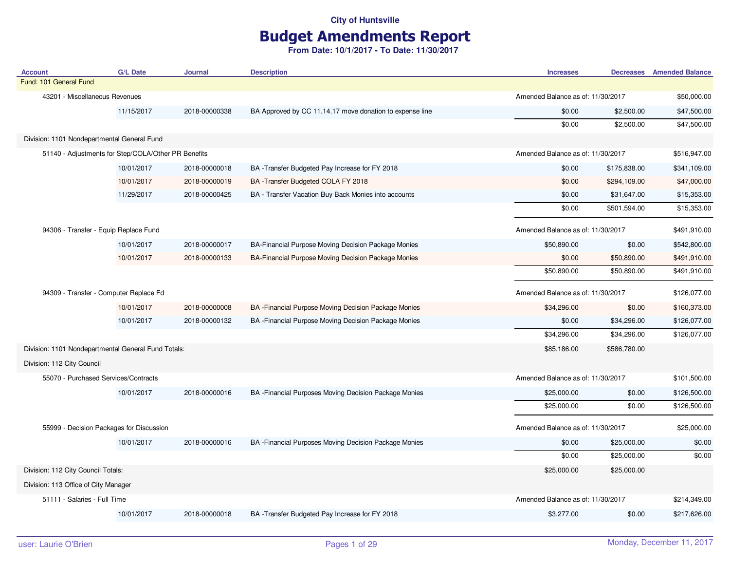City of Huntsville

# Budget Amendments Report

**From Date: 10/1/2017 - To Date: 11/30/2017**

| Account | G/L Date | Journal | Description | Increases | Decreases | Amended Balance |
|---|---|---|---|---|---|---|
| Fund: 101 General Fund | | | | | | |
| 43201 - Miscellaneous Revenues | | | | Amended Balance as of: 11/30/2017 | | $50,000.00 |
| | 11/15/2017 | 2018-00000338 | BA Approved by CC 11.14.17 move donation to expense line | $0.00 | $2,500.00 | $47,500.00 |
| | | | | $0.00 | $2,500.00 | $47,500.00 |
| Division: 1101 Nondepartmental General Fund | | | | | | |
| 51140 - Adjustments for Step/COLA/Other PR Benefits | | | | Amended Balance as of: 11/30/2017 | | $516,947.00 |
| | 10/01/2017 | 2018-00000018 | BA -Transfer Budgeted Pay Increase for FY 2018 | $0.00 | $175,838.00 | $341,109.00 |
| | 10/01/2017 | 2018-00000019 | BA -Transfer Budgeted COLA FY 2018 | $0.00 | $294,109.00 | $47,000.00 |
| | 11/29/2017 | 2018-00000425 | BA - Transfer Vacation Buy Back Monies into accounts | $0.00 | $31,647.00 | $15,353.00 |
| | | | | $0.00 | $501,594.00 | $15,353.00 |
| 94306 - Transfer - Equip Replace Fund | | | | Amended Balance as of: 11/30/2017 | | $491,910.00 |
| | 10/01/2017 | 2018-00000017 | BA-Financial Purpose Moving Decision Package Monies | $50,890.00 | $0.00 | $542,800.00 |
| | 10/01/2017 | 2018-00000133 | BA-Financial Purpose Moving Decision Package Monies | $0.00 | $50,890.00 | $491,910.00 |
| | | | | $50,890.00 | $50,890.00 | $491,910.00 |
| 94309 - Transfer - Computer Replace Fd | | | | Amended Balance as of: 11/30/2017 | | $126,077.00 |
| | 10/01/2017 | 2018-00000008 | BA -Financial Purpose Moving Decision Package Monies | $34,296.00 | $0.00 | $160,373.00 |
| | 10/01/2017 | 2018-00000132 | BA -Financial Purpose Moving Decision Package Monies | $0.00 | $34,296.00 | $126,077.00 |
| | | | | $34,296.00 | $34,296.00 | $126,077.00 |
| Division: 1101 Nondepartmental General Fund Totals: | | | | $85,186.00 | $586,780.00 | |
| Division: 112 City Council | | | | | | |
| 55070 - Purchased Services/Contracts | | | | Amended Balance as of: 11/30/2017 | | $101,500.00 |
| | 10/01/2017 | 2018-00000016 | BA -Financial Purposes Moving Decision Package Monies | $25,000.00 | $0.00 | $126,500.00 |
| | | | | $25,000.00 | $0.00 | $126,500.00 |
| 55999 - Decision Packages for Discussion | | | | Amended Balance as of: 11/30/2017 | | $25,000.00 |
| | 10/01/2017 | 2018-00000016 | BA -Financial Purposes Moving Decision Package Monies | $0.00 | $25,000.00 | $0.00 |
| | | | | $0.00 | $25,000.00 | $0.00 |
| Division: 112 City Council Totals: | | | | $25,000.00 | $25,000.00 | |
| Division: 113 Office of City Manager | | | | | | |
| 51111 - Salaries - Full Time | | | | Amended Balance as of: 11/30/2017 | | $214,349.00 |
| | 10/01/2017 | 2018-00000018 | BA -Transfer Budgeted Pay Increase for FY 2018 | $3,277.00 | $0.00 | $217,626.00 |

user: Laurie O'Brien

Monday, December 11, 2017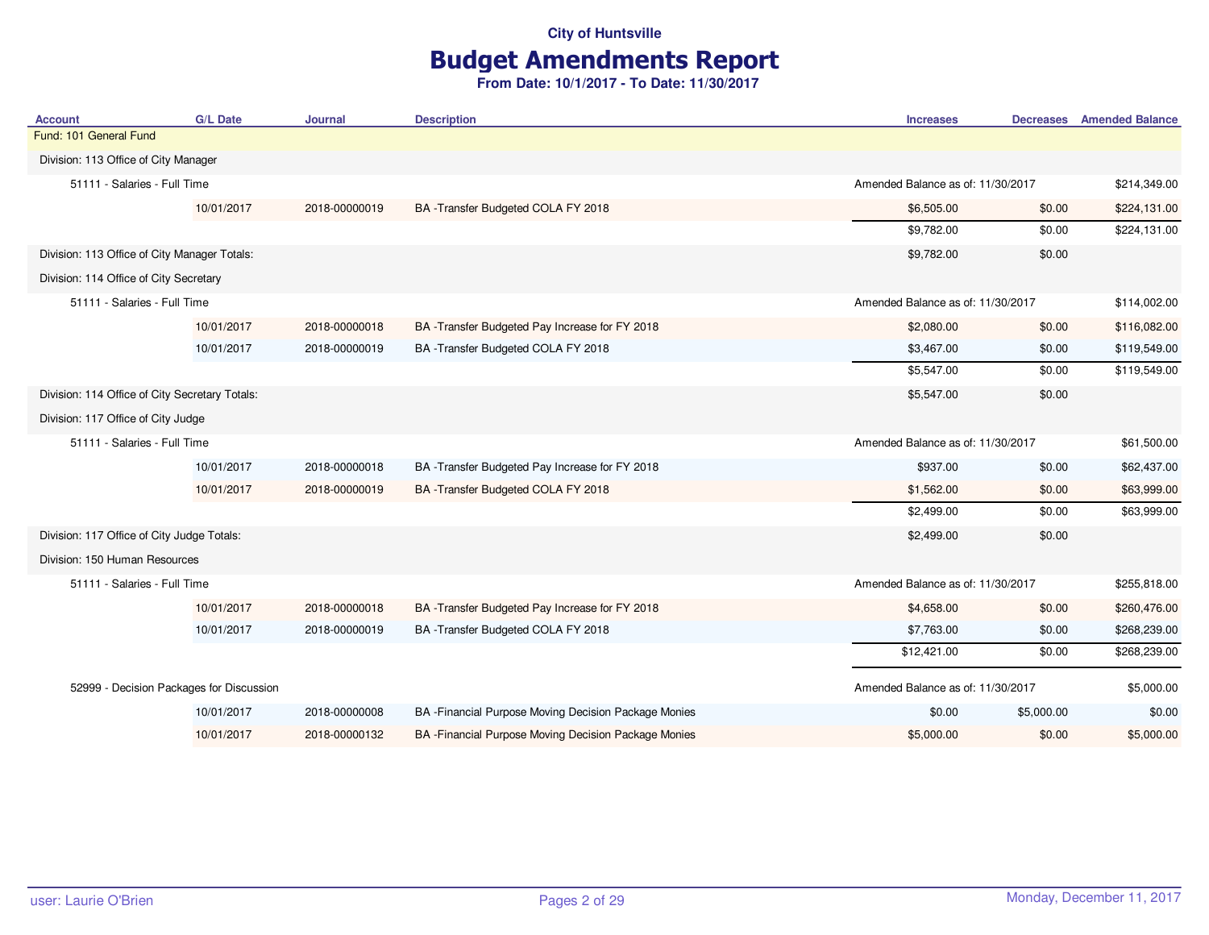City of Huntsville

# Budget Amendments Report

**From Date: 10/1/2017 - To Date: 11/30/2017**

| Account | G/L Date | Journal | Description | Increases | Decreases | Amended Balance |
|---|---|---|---|---|---|---|
| Fund: 101 General Fund | | | | | | |
| Division: 113 Office of City Manager | | | | | | |
| 51111 - Salaries - Full Time | | | | Amended Balance as of: 11/30/2017 | | $214,349.00 |
| | 10/01/2017 | 2018-00000019 | BA -Transfer Budgeted COLA FY 2018 | $6,505.00 | $0.00 | $224,131.00 |
| | | | | $9,782.00 | $0.00 | $224,131.00 |
| Division: 113 Office of City Manager Totals: | | | | $9,782.00 | $0.00 | |
| Division: 114 Office of City Secretary | | | | | | |
| 51111 - Salaries - Full Time | | | | Amended Balance as of: 11/30/2017 | | $114,002.00 |
| | 10/01/2017 | 2018-00000018 | BA -Transfer Budgeted Pay Increase for FY 2018 | $2,080.00 | $0.00 | $116,082.00 |
| | 10/01/2017 | 2018-00000019 | BA -Transfer Budgeted COLA FY 2018 | $3,467.00 | $0.00 | $119,549.00 |
| | | | | $5,547.00 | $0.00 | $119,549.00 |
| Division: 114 Office of City Secretary Totals: | | | | $5,547.00 | $0.00 | |
| Division: 117 Office of City Judge | | | | | | |
| 51111 - Salaries - Full Time | | | | Amended Balance as of: 11/30/2017 | | $61,500.00 |
| | 10/01/2017 | 2018-00000018 | BA -Transfer Budgeted Pay Increase for FY 2018 | $937.00 | $0.00 | $62,437.00 |
| | 10/01/2017 | 2018-00000019 | BA -Transfer Budgeted COLA FY 2018 | $1,562.00 | $0.00 | $63,999.00 |
| | | | | $2,499.00 | $0.00 | $63,999.00 |
| Division: 117 Office of City Judge Totals: | | | | $2,499.00 | $0.00 | |
| Division: 150 Human Resources | | | | | | |
| 51111 - Salaries - Full Time | | | | Amended Balance as of: 11/30/2017 | | $255,818.00 |
| | 10/01/2017 | 2018-00000018 | BA -Transfer Budgeted Pay Increase for FY 2018 | $4,658.00 | $0.00 | $260,476.00 |
| | 10/01/2017 | 2018-00000019 | BA -Transfer Budgeted COLA FY 2018 | $7,763.00 | $0.00 | $268,239.00 |
| | | | | $12,421.00 | $0.00 | $268,239.00 |
| 52999 - Decision Packages for Discussion | | | | Amended Balance as of: 11/30/2017 | | $5,000.00 |
| | 10/01/2017 | 2018-00000008 | BA -Financial Purpose Moving Decision Package Monies | $0.00 | $5,000.00 | $0.00 |
| | 10/01/2017 | 2018-00000132 | BA -Financial Purpose Moving Decision Package Monies | $5,000.00 | $0.00 | $5,000.00 |

user: Laurie O'Brien

Monday, December 11, 2017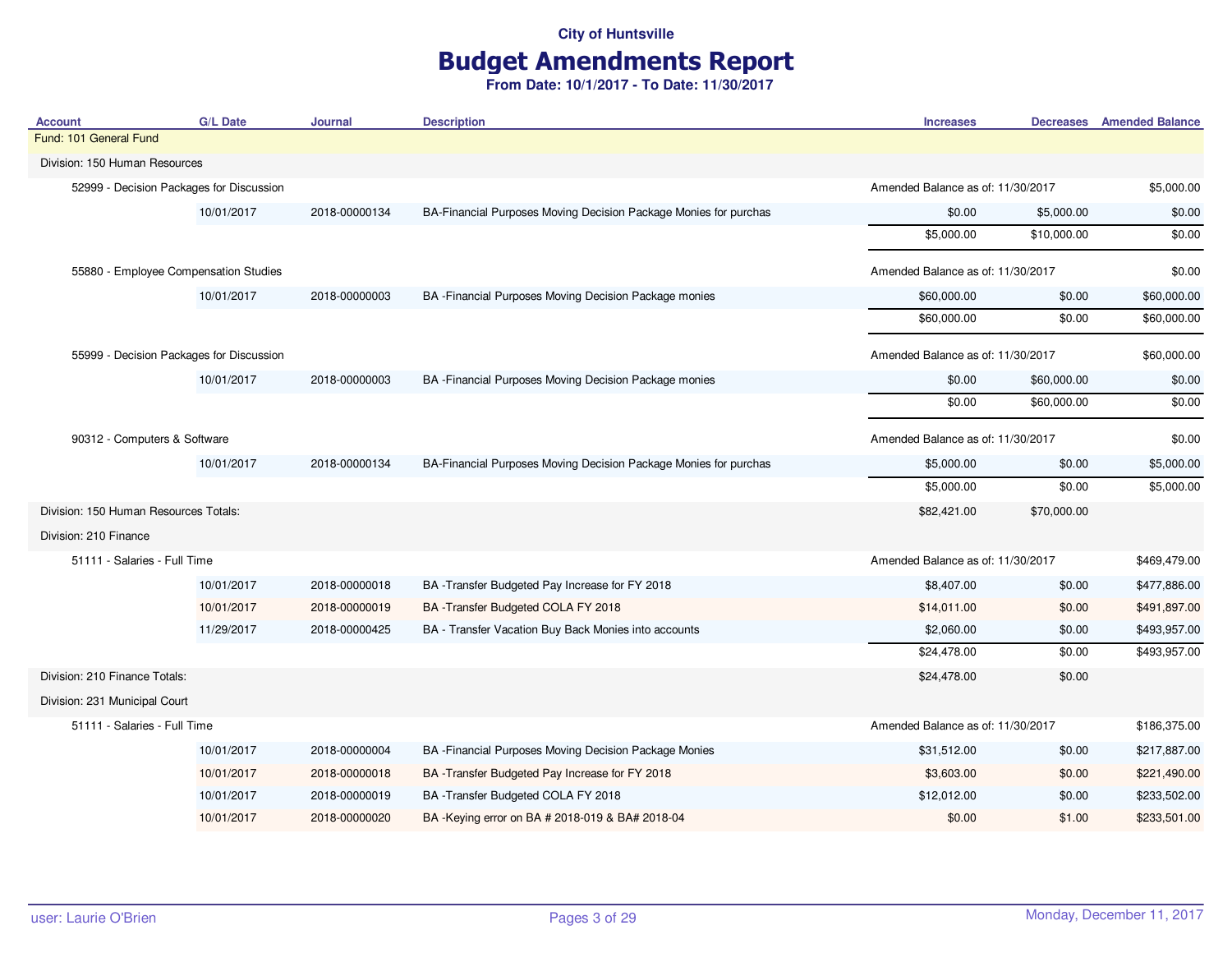# City of Huntsville

## Budget Amendments Report

**From Date: 10/1/2017 - To Date: 11/30/2017**

| Account | G/L Date | Journal | Description | Increases | Decreases | Amended Balance |
|---|---|---|---|---|---|---|
| Fund: 101 General Fund | | | | | | |
| Division: 150 Human Resources | | | | | | |
| 52999 - Decision Packages for Discussion | | | | Amended Balance as of: 11/30/2017 | | $5,000.00 |
| | 10/01/2017 | 2018-00000134 | BA-Financial Purposes Moving Decision Package Monies for purchas | $0.00 | $5,000.00 | $0.00 |
| | | | | $5,000.00 | $10,000.00 | $0.00 |
| 55880 - Employee Compensation Studies | | | | Amended Balance as of: 11/30/2017 | | $0.00 |
| | 10/01/2017 | 2018-00000003 | BA -Financial Purposes Moving Decision Package monies | $60,000.00 | $0.00 | $60,000.00 |
| | | | | $60,000.00 | $0.00 | $60,000.00 |
| 55999 - Decision Packages for Discussion | | | | Amended Balance as of: 11/30/2017 | | $60,000.00 |
| | 10/01/2017 | 2018-00000003 | BA -Financial Purposes Moving Decision Package monies | $0.00 | $60,000.00 | $0.00 |
| | | | | $0.00 | $60,000.00 | $0.00 |
| 90312 - Computers & Software | | | | Amended Balance as of: 11/30/2017 | | $0.00 |
| | 10/01/2017 | 2018-00000134 | BA-Financial Purposes Moving Decision Package Monies for purchas | $5,000.00 | $0.00 | $5,000.00 |
| | | | | $5,000.00 | $0.00 | $5,000.00 |
| Division: 150 Human Resources Totals: | | | | $82,421.00 | $70,000.00 | |
| Division: 210 Finance | | | | | | |
| 51111 - Salaries - Full Time | | | | Amended Balance as of: 11/30/2017 | | $469,479.00 |
| | 10/01/2017 | 2018-00000018 | BA -Transfer Budgeted Pay Increase for FY 2018 | $8,407.00 | $0.00 | $477,886.00 |
| | 10/01/2017 | 2018-00000019 | BA -Transfer Budgeted COLA FY 2018 | $14,011.00 | $0.00 | $491,897.00 |
| | 11/29/2017 | 2018-00000425 | BA - Transfer Vacation Buy Back Monies into accounts | $2,060.00 | $0.00 | $493,957.00 |
| | | | | $24,478.00 | $0.00 | $493,957.00 |
| Division: 210 Finance Totals: | | | | $24,478.00 | $0.00 | |
| Division: 231 Municipal Court | | | | | | |
| 51111 - Salaries - Full Time | | | | Amended Balance as of: 11/30/2017 | | $186,375.00 |
| | 10/01/2017 | 2018-00000004 | BA -Financial Purposes Moving Decision Package Monies | $31,512.00 | $0.00 | $217,887.00 |
| | 10/01/2017 | 2018-00000018 | BA -Transfer Budgeted Pay Increase for FY 2018 | $3,603.00 | $0.00 | $221,490.00 |
| | 10/01/2017 | 2018-00000019 | BA -Transfer Budgeted COLA FY 2018 | $12,012.00 | $0.00 | $233,502.00 |
| | 10/01/2017 | 2018-00000020 | BA -Keying error on BA # 2018-019 & BA# 2018-04 | $0.00 | $1.00 | $233,501.00 |

user: Laurie O'Brien

Monday, December 11, 2017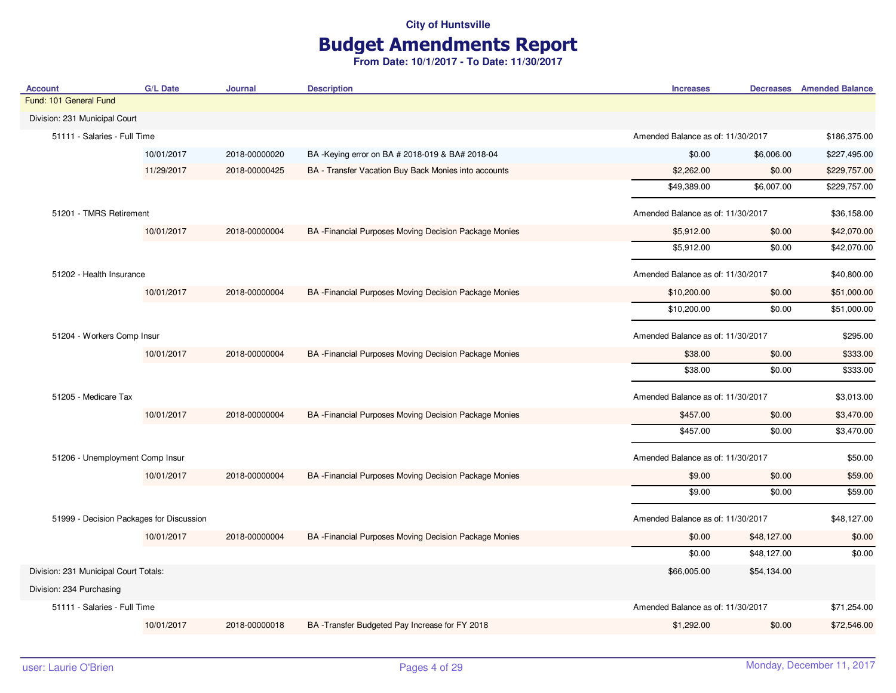City of Huntsville

# Budget Amendments Report

**From Date: 10/1/2017 - To Date: 11/30/2017**

| Account | G/L Date | Journal | Description | Increases | Decreases | Amended Balance |
|---|---|---|---|---|---|---|
| Fund: 101 General Fund | | | | | | |
| Division: 231 Municipal Court | | | | | | |
| 51111 - Salaries - Full Time | | | | Amended Balance as of: 11/30/2017 | | $186,375.00 |
| | 10/01/2017 | 2018-00000020 | BA -Keying error on BA # 2018-019 & BA# 2018-04 | $0.00 | $6,006.00 | $227,495.00 |
| | 11/29/2017 | 2018-00000425 | BA - Transfer Vacation Buy Back Monies into accounts | $2,262.00 | $0.00 | $229,757.00 |
| | | | | $49,389.00 | $6,007.00 | $229,757.00 |
| 51201 - TMRS Retirement | | | | Amended Balance as of: 11/30/2017 | | $36,158.00 |
| | 10/01/2017 | 2018-00000004 | BA -Financial Purposes Moving Decision Package Monies | $5,912.00 | $0.00 | $42,070.00 |
| | | | | $5,912.00 | $0.00 | $42,070.00 |
| 51202 - Health Insurance | | | | Amended Balance as of: 11/30/2017 | | $40,800.00 |
| | 10/01/2017 | 2018-00000004 | BA -Financial Purposes Moving Decision Package Monies | $10,200.00 | $0.00 | $51,000.00 |
| | | | | $10,200.00 | $0.00 | $51,000.00 |
| 51204 - Workers Comp Insur | | | | Amended Balance as of: 11/30/2017 | | $295.00 |
| | 10/01/2017 | 2018-00000004 | BA -Financial Purposes Moving Decision Package Monies | $38.00 | $0.00 | $333.00 |
| | | | | $38.00 | $0.00 | $333.00 |
| 51205 - Medicare Tax | | | | Amended Balance as of: 11/30/2017 | | $3,013.00 |
| | 10/01/2017 | 2018-00000004 | BA -Financial Purposes Moving Decision Package Monies | $457.00 | $0.00 | $3,470.00 |
| | | | | $457.00 | $0.00 | $3,470.00 |
| 51206 - Unemployment Comp Insur | | | | Amended Balance as of: 11/30/2017 | | $50.00 |
| | 10/01/2017 | 2018-00000004 | BA -Financial Purposes Moving Decision Package Monies | $9.00 | $0.00 | $59.00 |
| | | | | $9.00 | $0.00 | $59.00 |
| 51999 - Decision Packages for Discussion | | | | Amended Balance as of: 11/30/2017 | | $48,127.00 |
| | 10/01/2017 | 2018-00000004 | BA -Financial Purposes Moving Decision Package Monies | $0.00 | $48,127.00 | $0.00 |
| | | | | $0.00 | $48,127.00 | $0.00 |
| Division: 231 Municipal Court Totals: | | | | $66,005.00 | $54,134.00 | |
| Division: 234 Purchasing | | | | | | |
| 51111 - Salaries - Full Time | | | | Amended Balance as of: 11/30/2017 | | $71,254.00 |
| | 10/01/2017 | 2018-00000018 | BA -Transfer Budgeted Pay Increase for FY 2018 | $1,292.00 | $0.00 | $72,546.00 |

user: Laurie O'Brien — Monday, December 11, 2017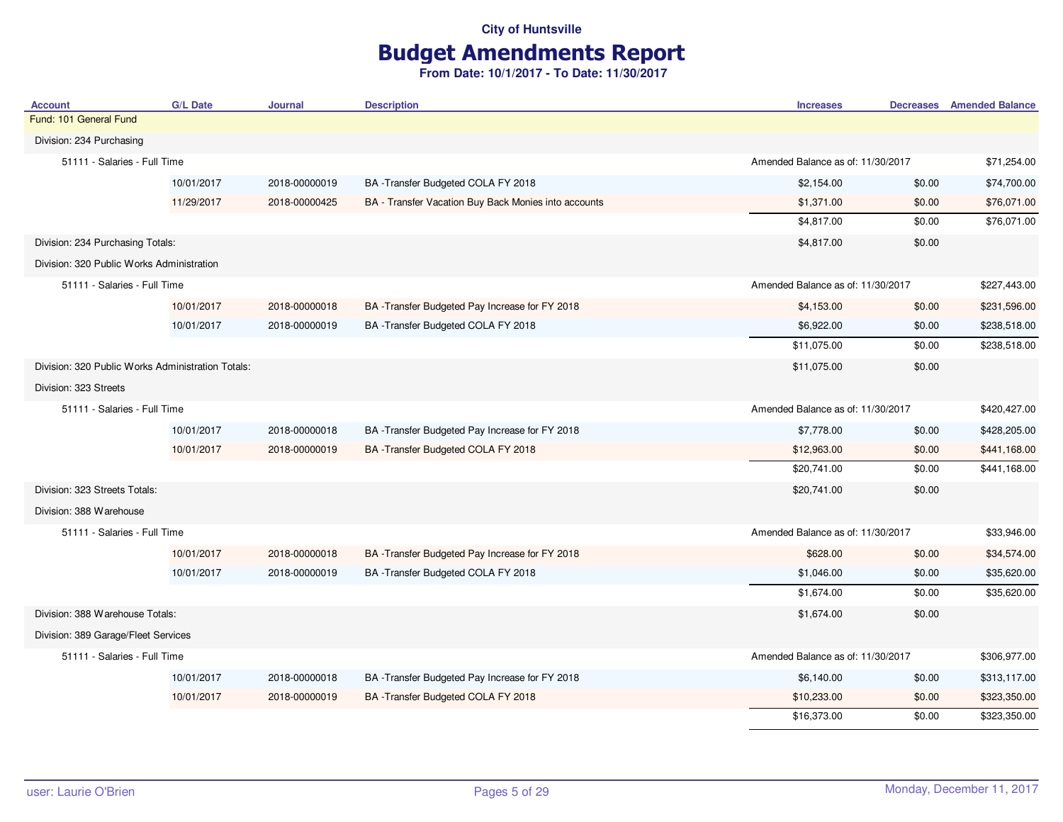City of Huntsville

# Budget Amendments Report

**From Date: 10/1/2017 - To Date: 11/30/2017**

| Account | G/L Date | Journal | Description | Increases | Decreases | Amended Balance |
|---|---|---|---|---|---|---|
| Fund: 101 General Fund | | | | | | |
| Division: 234 Purchasing | | | | | | |
| 51111 - Salaries - Full Time | | | | Amended Balance as of: 11/30/2017 | | $71,254.00 |
| | 10/01/2017 | 2018-00000019 | BA -Transfer Budgeted COLA FY 2018 | $2,154.00 | $0.00 | $74,700.00 |
| | 11/29/2017 | 2018-00000425 | BA - Transfer Vacation Buy Back Monies into accounts | $1,371.00 | $0.00 | $76,071.00 |
| | | | | $4,817.00 | $0.00 | $76,071.00 |
| Division: 234 Purchasing Totals: | | | | $4,817.00 | $0.00 | |
| Division: 320 Public Works Administration | | | | | | |
| 51111 - Salaries - Full Time | | | | Amended Balance as of: 11/30/2017 | | $227,443.00 |
| | 10/01/2017 | 2018-00000018 | BA -Transfer Budgeted Pay Increase for FY 2018 | $4,153.00 | $0.00 | $231,596.00 |
| | 10/01/2017 | 2018-00000019 | BA -Transfer Budgeted COLA FY 2018 | $6,922.00 | $0.00 | $238,518.00 |
| | | | | $11,075.00 | $0.00 | $238,518.00 |
| Division: 320 Public Works Administration Totals: | | | | $11,075.00 | $0.00 | |
| Division: 323 Streets | | | | | | |
| 51111 - Salaries - Full Time | | | | Amended Balance as of: 11/30/2017 | | $420,427.00 |
| | 10/01/2017 | 2018-00000018 | BA -Transfer Budgeted Pay Increase for FY 2018 | $7,778.00 | $0.00 | $428,205.00 |
| | 10/01/2017 | 2018-00000019 | BA -Transfer Budgeted COLA FY 2018 | $12,963.00 | $0.00 | $441,168.00 |
| | | | | $20,741.00 | $0.00 | $441,168.00 |
| Division: 323 Streets Totals: | | | | $20,741.00 | $0.00 | |
| Division: 388 Warehouse | | | | | | |
| 51111 - Salaries - Full Time | | | | Amended Balance as of: 11/30/2017 | | $33,946.00 |
| | 10/01/2017 | 2018-00000018 | BA -Transfer Budgeted Pay Increase for FY 2018 | $628.00 | $0.00 | $34,574.00 |
| | 10/01/2017 | 2018-00000019 | BA -Transfer Budgeted COLA FY 2018 | $1,046.00 | $0.00 | $35,620.00 |
| | | | | $1,674.00 | $0.00 | $35,620.00 |
| Division: 388 Warehouse Totals: | | | | $1,674.00 | $0.00 | |
| Division: 389 Garage/Fleet Services | | | | | | |
| 51111 - Salaries - Full Time | | | | Amended Balance as of: 11/30/2017 | | $306,977.00 |
| | 10/01/2017 | 2018-00000018 | BA -Transfer Budgeted Pay Increase for FY 2018 | $6,140.00 | $0.00 | $313,117.00 |
| | 10/01/2017 | 2018-00000019 | BA -Transfer Budgeted COLA FY 2018 | $10,233.00 | $0.00 | $323,350.00 |
| | | | | $16,373.00 | $0.00 | $323,350.00 |

user: Laurie O'Brien

Monday, December 11, 2017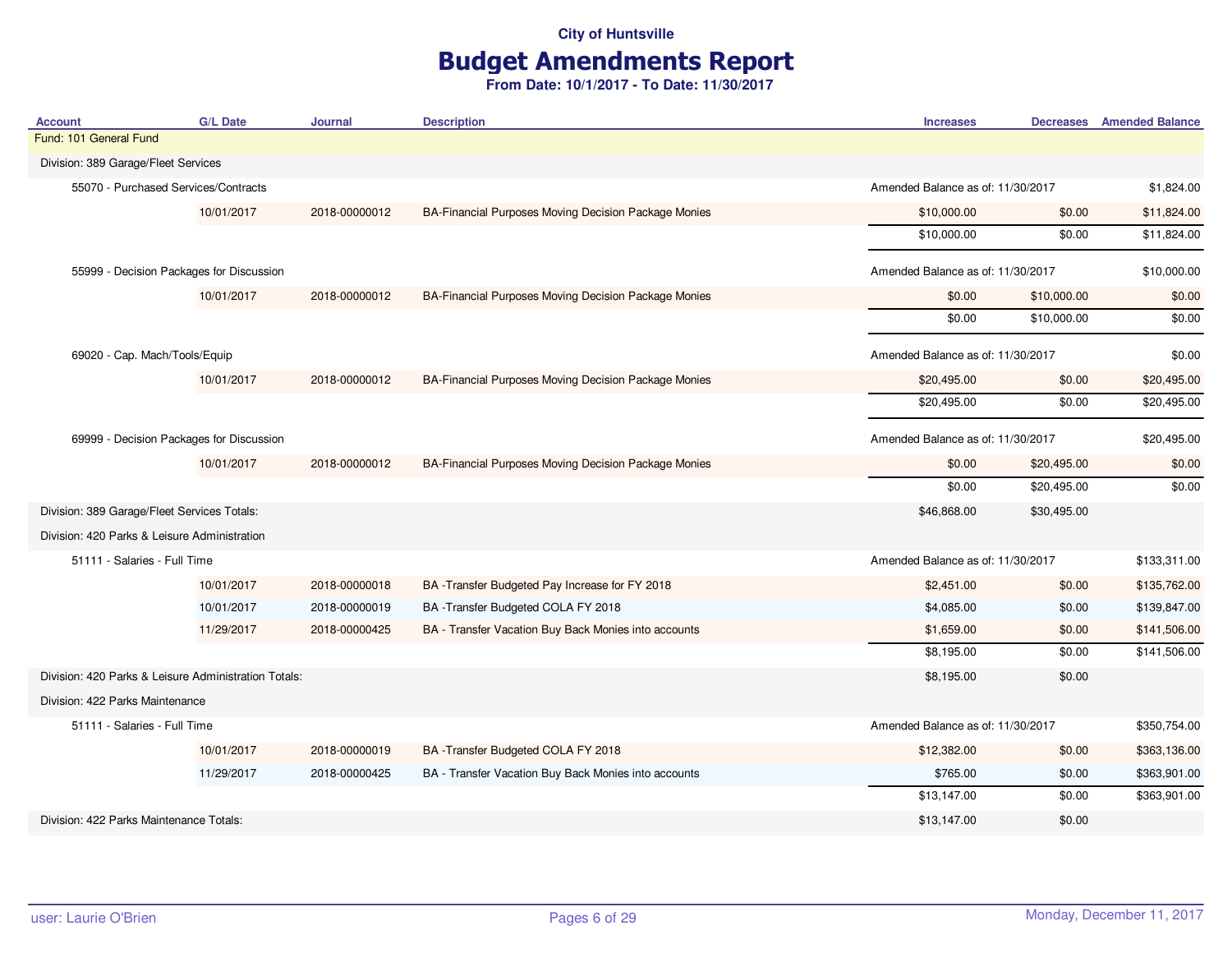City of Huntsville

# Budget Amendments Report

**From Date: 10/1/2017 - To Date: 11/30/2017**

| Account | G/L Date | Journal | Description | Increases | Decreases | Amended Balance |
|---|---|---|---|---|---|---|
| Fund: 101 General Fund | | | | | | |
| Division: 389 Garage/Fleet Services | | | | | | |
| 55070 - Purchased Services/Contracts | | | | Amended Balance as of: 11/30/2017 | | $1,824.00 |
| | 10/01/2017 | 2018-00000012 | BA-Financial Purposes Moving Decision Package Monies | $10,000.00 | $0.00 | $11,824.00 |
| | | | | $10,000.00 | $0.00 | $11,824.00 |
| 55999 - Decision Packages for Discussion | | | | Amended Balance as of: 11/30/2017 | | $10,000.00 |
| | 10/01/2017 | 2018-00000012 | BA-Financial Purposes Moving Decision Package Monies | $0.00 | $10,000.00 | $0.00 |
| | | | | $0.00 | $10,000.00 | $0.00 |
| 69020 - Cap. Mach/Tools/Equip | | | | Amended Balance as of: 11/30/2017 | | $0.00 |
| | 10/01/2017 | 2018-00000012 | BA-Financial Purposes Moving Decision Package Monies | $20,495.00 | $0.00 | $20,495.00 |
| | | | | $20,495.00 | $0.00 | $20,495.00 |
| 69999 - Decision Packages for Discussion | | | | Amended Balance as of: 11/30/2017 | | $20,495.00 |
| | 10/01/2017 | 2018-00000012 | BA-Financial Purposes Moving Decision Package Monies | $0.00 | $20,495.00 | $0.00 |
| | | | | $0.00 | $20,495.00 | $0.00 |
| Division: 389 Garage/Fleet Services Totals: | | | | $46,868.00 | $30,495.00 | |
| Division: 420 Parks & Leisure Administration | | | | | | |
| 51111 - Salaries - Full Time | | | | Amended Balance as of: 11/30/2017 | | $133,311.00 |
| | 10/01/2017 | 2018-00000018 | BA -Transfer Budgeted Pay Increase for FY 2018 | $2,451.00 | $0.00 | $135,762.00 |
| | 10/01/2017 | 2018-00000019 | BA -Transfer Budgeted COLA FY 2018 | $4,085.00 | $0.00 | $139,847.00 |
| | 11/29/2017 | 2018-00000425 | BA - Transfer Vacation Buy Back Monies into accounts | $1,659.00 | $0.00 | $141,506.00 |
| | | | | $8,195.00 | $0.00 | $141,506.00 |
| Division: 420 Parks & Leisure Administration Totals: | | | | $8,195.00 | $0.00 | |
| Division: 422 Parks Maintenance | | | | | | |
| 51111 - Salaries - Full Time | | | | Amended Balance as of: 11/30/2017 | | $350,754.00 |
| | 10/01/2017 | 2018-00000019 | BA -Transfer Budgeted COLA FY 2018 | $12,382.00 | $0.00 | $363,136.00 |
| | 11/29/2017 | 2018-00000425 | BA - Transfer Vacation Buy Back Monies into accounts | $765.00 | $0.00 | $363,901.00 |
| | | | | $13,147.00 | $0.00 | $363,901.00 |
| Division: 422 Parks Maintenance Totals: | | | | $13,147.00 | $0.00 | |

user: Laurie O'Brien | Monday, December 11, 2017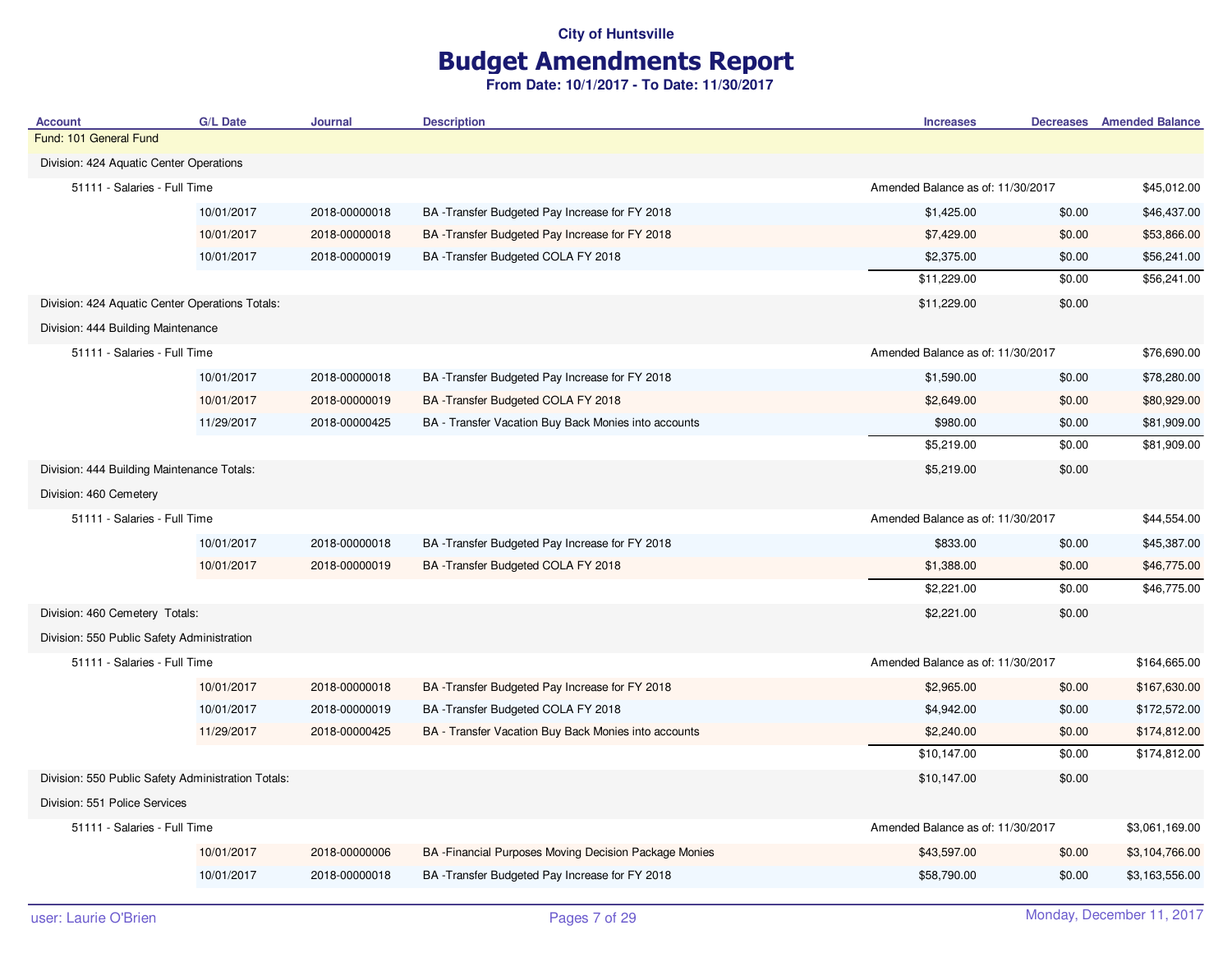City of Huntsville

# Budget Amendments Report

**From Date: 10/1/2017 - To Date: 11/30/2017**

| Account | G/L Date | Journal | Description | Increases | Decreases | Amended Balance |
|---|---|---|---|---|---|---|
| Fund: 101 General Fund | | | | | | |
| Division: 424 Aquatic Center Operations | | | | | | |
| 51111 - Salaries - Full Time | | | | Amended Balance as of: 11/30/2017 | | $45,012.00 |
| | 10/01/2017 | 2018-00000018 | BA -Transfer Budgeted Pay Increase for FY 2018 | $1,425.00 | $0.00 | $46,437.00 |
| | 10/01/2017 | 2018-00000018 | BA -Transfer Budgeted Pay Increase for FY 2018 | $7,429.00 | $0.00 | $53,866.00 |
| | 10/01/2017 | 2018-00000019 | BA -Transfer Budgeted COLA FY 2018 | $2,375.00 | $0.00 | $56,241.00 |
| | | | | $11,229.00 | $0.00 | $56,241.00 |
| Division: 424 Aquatic Center Operations Totals: | | | | $11,229.00 | $0.00 | |
| Division: 444 Building Maintenance | | | | | | |
| 51111 - Salaries - Full Time | | | | Amended Balance as of: 11/30/2017 | | $76,690.00 |
| | 10/01/2017 | 2018-00000018 | BA -Transfer Budgeted Pay Increase for FY 2018 | $1,590.00 | $0.00 | $78,280.00 |
| | 10/01/2017 | 2018-00000019 | BA -Transfer Budgeted COLA FY 2018 | $2,649.00 | $0.00 | $80,929.00 |
| | 11/29/2017 | 2018-00000425 | BA - Transfer Vacation Buy Back Monies into accounts | $980.00 | $0.00 | $81,909.00 |
| | | | | $5,219.00 | $0.00 | $81,909.00 |
| Division: 444 Building Maintenance Totals: | | | | $5,219.00 | $0.00 | |
| Division: 460 Cemetery | | | | | | |
| 51111 - Salaries - Full Time | | | | Amended Balance as of: 11/30/2017 | | $44,554.00 |
| | 10/01/2017 | 2018-00000018 | BA -Transfer Budgeted Pay Increase for FY 2018 | $833.00 | $0.00 | $45,387.00 |
| | 10/01/2017 | 2018-00000019 | BA -Transfer Budgeted COLA FY 2018 | $1,388.00 | $0.00 | $46,775.00 |
| | | | | $2,221.00 | $0.00 | $46,775.00 |
| Division: 460 Cemetery Totals: | | | | $2,221.00 | $0.00 | |
| Division: 550 Public Safety Administration | | | | | | |
| 51111 - Salaries - Full Time | | | | Amended Balance as of: 11/30/2017 | | $164,665.00 |
| | 10/01/2017 | 2018-00000018 | BA -Transfer Budgeted Pay Increase for FY 2018 | $2,965.00 | $0.00 | $167,630.00 |
| | 10/01/2017 | 2018-00000019 | BA -Transfer Budgeted COLA FY 2018 | $4,942.00 | $0.00 | $172,572.00 |
| | 11/29/2017 | 2018-00000425 | BA - Transfer Vacation Buy Back Monies into accounts | $2,240.00 | $0.00 | $174,812.00 |
| | | | | $10,147.00 | $0.00 | $174,812.00 |
| Division: 550 Public Safety Administration Totals: | | | | $10,147.00 | $0.00 | |
| Division: 551 Police Services | | | | | | |
| 51111 - Salaries - Full Time | | | | Amended Balance as of: 11/30/2017 | | $3,061,169.00 |
| | 10/01/2017 | 2018-00000006 | BA -Financial Purposes Moving Decision Package Monies | $43,597.00 | $0.00 | $3,104,766.00 |
| | 10/01/2017 | 2018-00000018 | BA -Transfer Budgeted Pay Increase for FY 2018 | $58,790.00 | $0.00 | $3,163,556.00 |

user: Laurie O'Brien — Monday, December 11, 2017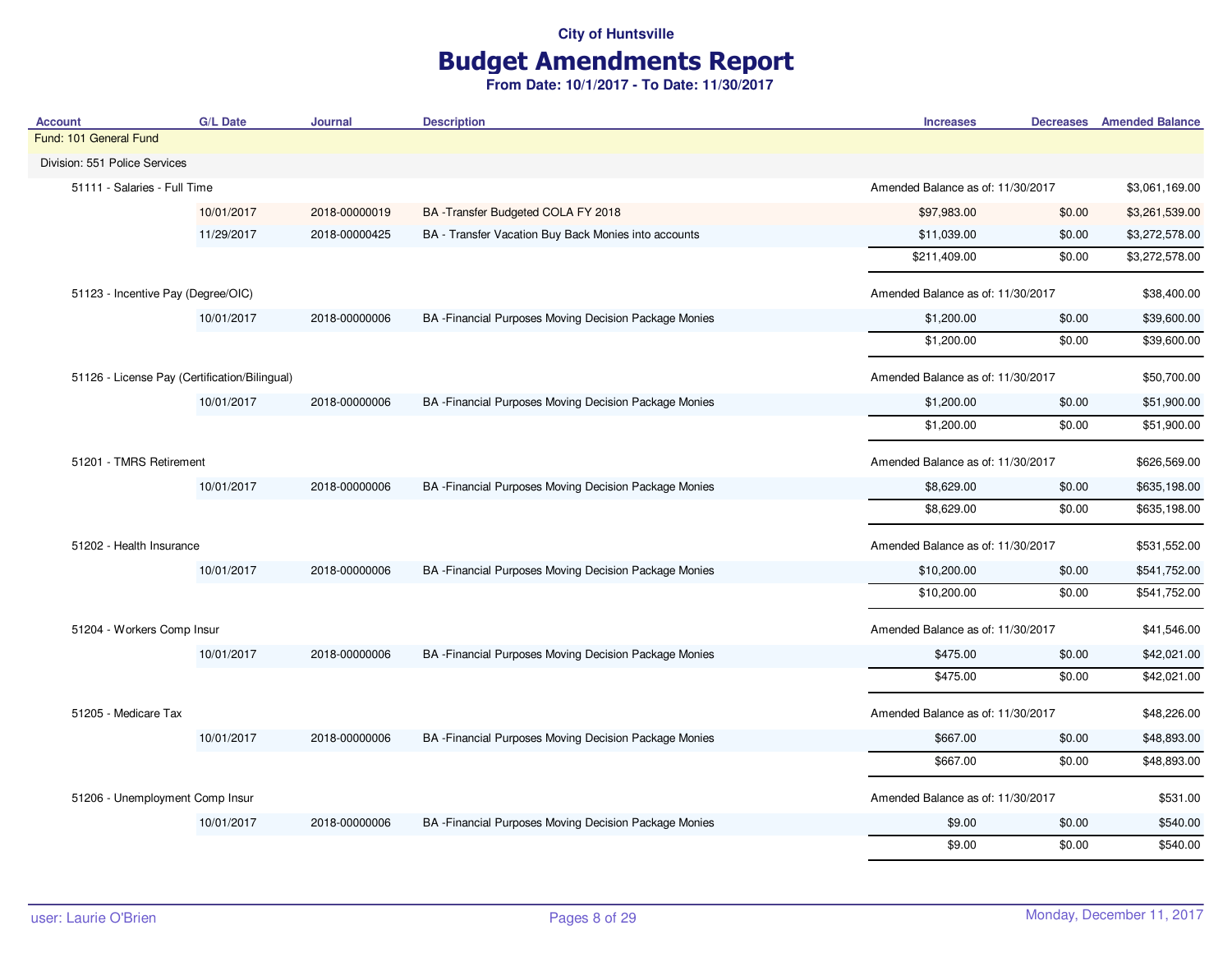City of Huntsville

# Budget Amendments Report

**From Date: 10/1/2017 - To Date: 11/30/2017**

| Account | G/L Date | Journal | Description | Increases | Decreases | Amended Balance |
|---|---|---|---|---|---|---|
| Fund: 101 General Fund | | | | | | |
| Division: 551 Police Services | | | | | | |
| 51111 - Salaries - Full Time | | | | Amended Balance as of: 11/30/2017 | | $3,061,169.00 |
| | 10/01/2017 | 2018-00000019 | BA -Transfer Budgeted COLA FY 2018 | $97,983.00 | $0.00 | $3,261,539.00 |
| | 11/29/2017 | 2018-00000425 | BA - Transfer Vacation Buy Back Monies into accounts | $11,039.00 | $0.00 | $3,272,578.00 |
| | | | | $211,409.00 | $0.00 | $3,272,578.00 |
| 51123 - Incentive Pay (Degree/OIC) | | | | Amended Balance as of: 11/30/2017 | | $38,400.00 |
| | 10/01/2017 | 2018-00000006 | BA -Financial Purposes Moving Decision Package Monies | $1,200.00 | $0.00 | $39,600.00 |
| | | | | $1,200.00 | $0.00 | $39,600.00 |
| 51126 - License Pay (Certification/Bilingual) | | | | Amended Balance as of: 11/30/2017 | | $50,700.00 |
| | 10/01/2017 | 2018-00000006 | BA -Financial Purposes Moving Decision Package Monies | $1,200.00 | $0.00 | $51,900.00 |
| | | | | $1,200.00 | $0.00 | $51,900.00 |
| 51201 - TMRS Retirement | | | | Amended Balance as of: 11/30/2017 | | $626,569.00 |
| | 10/01/2017 | 2018-00000006 | BA -Financial Purposes Moving Decision Package Monies | $8,629.00 | $0.00 | $635,198.00 |
| | | | | $8,629.00 | $0.00 | $635,198.00 |
| 51202 - Health Insurance | | | | Amended Balance as of: 11/30/2017 | | $531,552.00 |
| | 10/01/2017 | 2018-00000006 | BA -Financial Purposes Moving Decision Package Monies | $10,200.00 | $0.00 | $541,752.00 |
| | | | | $10,200.00 | $0.00 | $541,752.00 |
| 51204 - Workers Comp Insur | | | | Amended Balance as of: 11/30/2017 | | $41,546.00 |
| | 10/01/2017 | 2018-00000006 | BA -Financial Purposes Moving Decision Package Monies | $475.00 | $0.00 | $42,021.00 |
| | | | | $475.00 | $0.00 | $42,021.00 |
| 51205 - Medicare Tax | | | | Amended Balance as of: 11/30/2017 | | $48,226.00 |
| | 10/01/2017 | 2018-00000006 | BA -Financial Purposes Moving Decision Package Monies | $667.00 | $0.00 | $48,893.00 |
| | | | | $667.00 | $0.00 | $48,893.00 |
| 51206 - Unemployment Comp Insur | | | | Amended Balance as of: 11/30/2017 | | $531.00 |
| | 10/01/2017 | 2018-00000006 | BA -Financial Purposes Moving Decision Package Monies | $9.00 | $0.00 | $540.00 |
| | | | | $9.00 | $0.00 | $540.00 |

user: Laurie O'Brien

Monday, December 11, 2017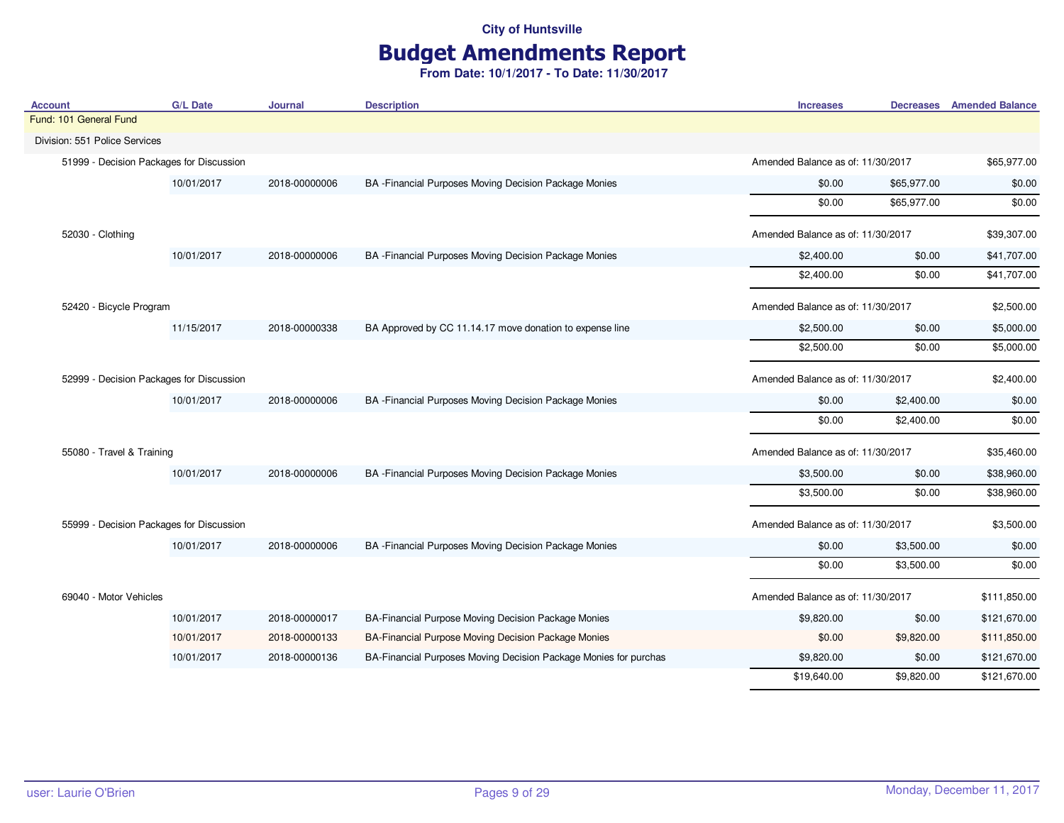City of Huntsville

# Budget Amendments Report

**From Date: 10/1/2017 - To Date: 11/30/2017**

| Account | G/L Date | Journal | Description | Increases | Decreases | Amended Balance |
|---|---|---|---|---|---|---|
| Fund: 101 General Fund | | | | | | |
| Division: 551 Police Services | | | | | | |
| 51999 - Decision Packages for Discussion | | | Amended Balance as of: 11/30/2017 | | | $65,977.00 |
| | 10/01/2017 | 2018-00000006 | BA -Financial Purposes Moving Decision Package Monies | $0.00 | $65,977.00 | $0.00 |
| | | | | $0.00 | $65,977.00 | $0.00 |
| 52030 - Clothing | | | Amended Balance as of: 11/30/2017 | | | $39,307.00 |
| | 10/01/2017 | 2018-00000006 | BA -Financial Purposes Moving Decision Package Monies | $2,400.00 | $0.00 | $41,707.00 |
| | | | | $2,400.00 | $0.00 | $41,707.00 |
| 52420 - Bicycle Program | | | Amended Balance as of: 11/30/2017 | | | $2,500.00 |
| | 11/15/2017 | 2018-00000338 | BA Approved by CC 11.14.17 move donation to expense line | $2,500.00 | $0.00 | $5,000.00 |
| | | | | $2,500.00 | $0.00 | $5,000.00 |
| 52999 - Decision Packages for Discussion | | | Amended Balance as of: 11/30/2017 | | | $2,400.00 |
| | 10/01/2017 | 2018-00000006 | BA -Financial Purposes Moving Decision Package Monies | $0.00 | $2,400.00 | $0.00 |
| | | | | $0.00 | $2,400.00 | $0.00 |
| 55080 - Travel & Training | | | Amended Balance as of: 11/30/2017 | | | $35,460.00 |
| | 10/01/2017 | 2018-00000006 | BA -Financial Purposes Moving Decision Package Monies | $3,500.00 | $0.00 | $38,960.00 |
| | | | | $3,500.00 | $0.00 | $38,960.00 |
| 55999 - Decision Packages for Discussion | | | Amended Balance as of: 11/30/2017 | | | $3,500.00 |
| | 10/01/2017 | 2018-00000006 | BA -Financial Purposes Moving Decision Package Monies | $0.00 | $3,500.00 | $0.00 |
| | | | | $0.00 | $3,500.00 | $0.00 |
| 69040 - Motor Vehicles | | | Amended Balance as of: 11/30/2017 | | | $111,850.00 |
| | 10/01/2017 | 2018-00000017 | BA-Financial Purpose Moving Decision Package Monies | $9,820.00 | $0.00 | $121,670.00 |
| | 10/01/2017 | 2018-00000133 | BA-Financial Purpose Moving Decision Package Monies | $0.00 | $9,820.00 | $111,850.00 |
| | 10/01/2017 | 2018-00000136 | BA-Financial Purposes Moving Decision Package Monies for purchas | $9,820.00 | $0.00 | $121,670.00 |
| | | | | $19,640.00 | $9,820.00 | $121,670.00 |

user: Laurie O'Brien

Monday, December 11, 2017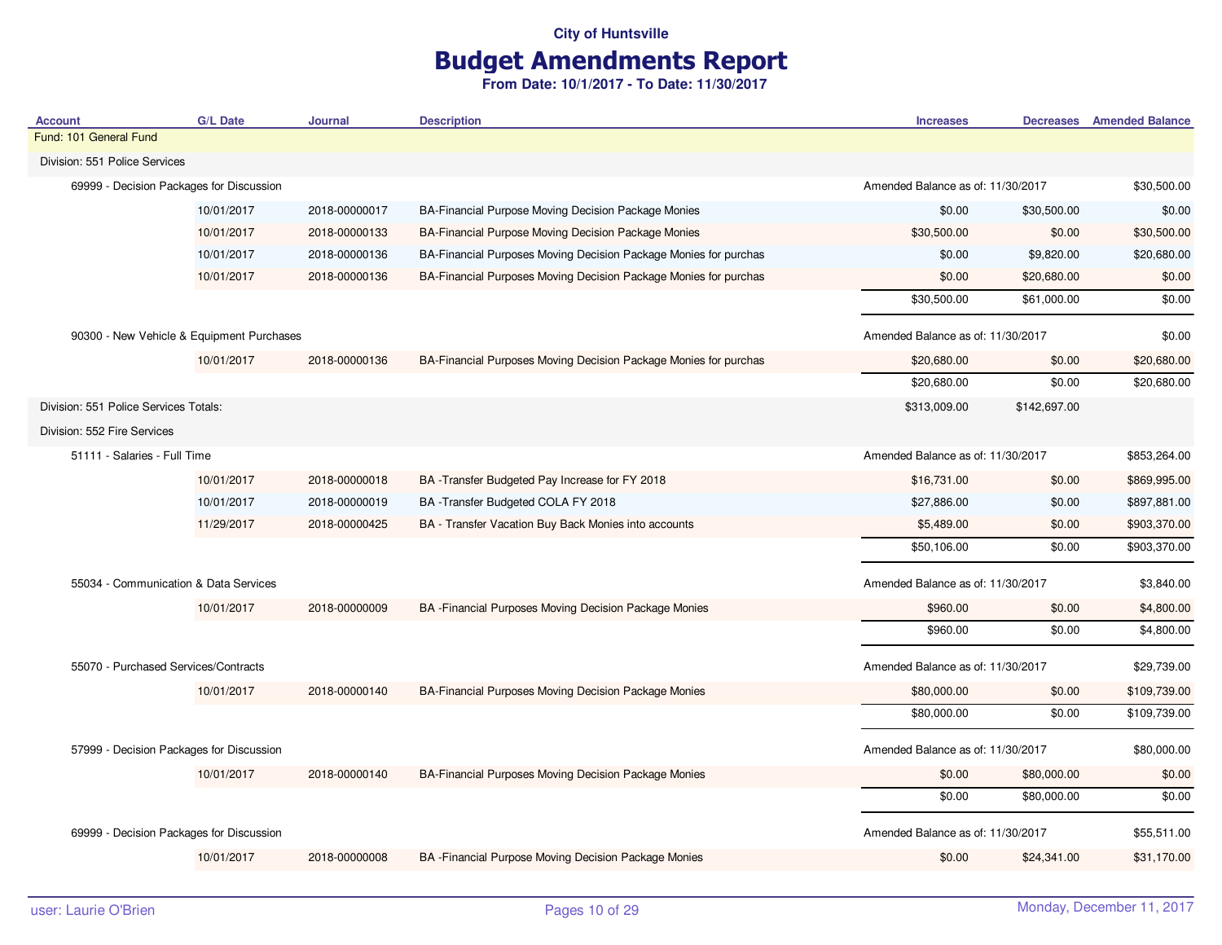City of Huntsville

# Budget Amendments Report

**From Date: 10/1/2017 - To Date: 11/30/2017**

| Account | G/L Date | Journal | Description | Increases | Decreases | Amended Balance |
|---|---|---|---|---|---|---|
| Fund: 101 General Fund | | | | | | |
| Division: 551 Police Services | | | | | | |
| 69999 - Decision Packages for Discussion | | | | Amended Balance as of: 11/30/2017 | | $30,500.00 |
| | 10/01/2017 | 2018-00000017 | BA-Financial Purpose Moving Decision Package Monies | $0.00 | $30,500.00 | $0.00 |
| | 10/01/2017 | 2018-00000133 | BA-Financial Purpose Moving Decision Package Monies | $30,500.00 | $0.00 | $30,500.00 |
| | 10/01/2017 | 2018-00000136 | BA-Financial Purposes Moving Decision Package Monies for purchas | $0.00 | $9,820.00 | $20,680.00 |
| | 10/01/2017 | 2018-00000136 | BA-Financial Purposes Moving Decision Package Monies for purchas | $0.00 | $20,680.00 | $0.00 |
| | | | | $30,500.00 | $61,000.00 | $0.00 |
| 90300 - New Vehicle & Equipment Purchases | | | | Amended Balance as of: 11/30/2017 | | $0.00 |
| | 10/01/2017 | 2018-00000136 | BA-Financial Purposes Moving Decision Package Monies for purchas | $20,680.00 | $0.00 | $20,680.00 |
| | | | | $20,680.00 | $0.00 | $20,680.00 |
| Division: 551 Police Services Totals: | | | | $313,009.00 | $142,697.00 | |
| Division: 552 Fire Services | | | | | | |
| 51111 - Salaries - Full Time | | | | Amended Balance as of: 11/30/2017 | | $853,264.00 |
| | 10/01/2017 | 2018-00000018 | BA -Transfer Budgeted Pay Increase for FY 2018 | $16,731.00 | $0.00 | $869,995.00 |
| | 10/01/2017 | 2018-00000019 | BA -Transfer Budgeted COLA FY 2018 | $27,886.00 | $0.00 | $897,881.00 |
| | 11/29/2017 | 2018-00000425 | BA - Transfer Vacation Buy Back Monies into accounts | $5,489.00 | $0.00 | $903,370.00 |
| | | | | $50,106.00 | $0.00 | $903,370.00 |
| 55034 - Communication & Data Services | | | | Amended Balance as of: 11/30/2017 | | $3,840.00 |
| | 10/01/2017 | 2018-00000009 | BA -Financial Purposes Moving Decision Package Monies | $960.00 | $0.00 | $4,800.00 |
| | | | | $960.00 | $0.00 | $4,800.00 |
| 55070 - Purchased Services/Contracts | | | | Amended Balance as of: 11/30/2017 | | $29,739.00 |
| | 10/01/2017 | 2018-00000140 | BA-Financial Purposes Moving Decision Package Monies | $80,000.00 | $0.00 | $109,739.00 |
| | | | | $80,000.00 | $0.00 | $109,739.00 |
| 57999 - Decision Packages for Discussion | | | | Amended Balance as of: 11/30/2017 | | $80,000.00 |
| | 10/01/2017 | 2018-00000140 | BA-Financial Purposes Moving Decision Package Monies | $0.00 | $80,000.00 | $0.00 |
| | | | | $0.00 | $80,000.00 | $0.00 |
| 69999 - Decision Packages for Discussion | | | | Amended Balance as of: 11/30/2017 | | $55,511.00 |
| | 10/01/2017 | 2018-00000008 | BA -Financial Purpose Moving Decision Package Monies | $0.00 | $24,341.00 | $31,170.00 |

user: Laurie O'Brien

Monday, December 11, 2017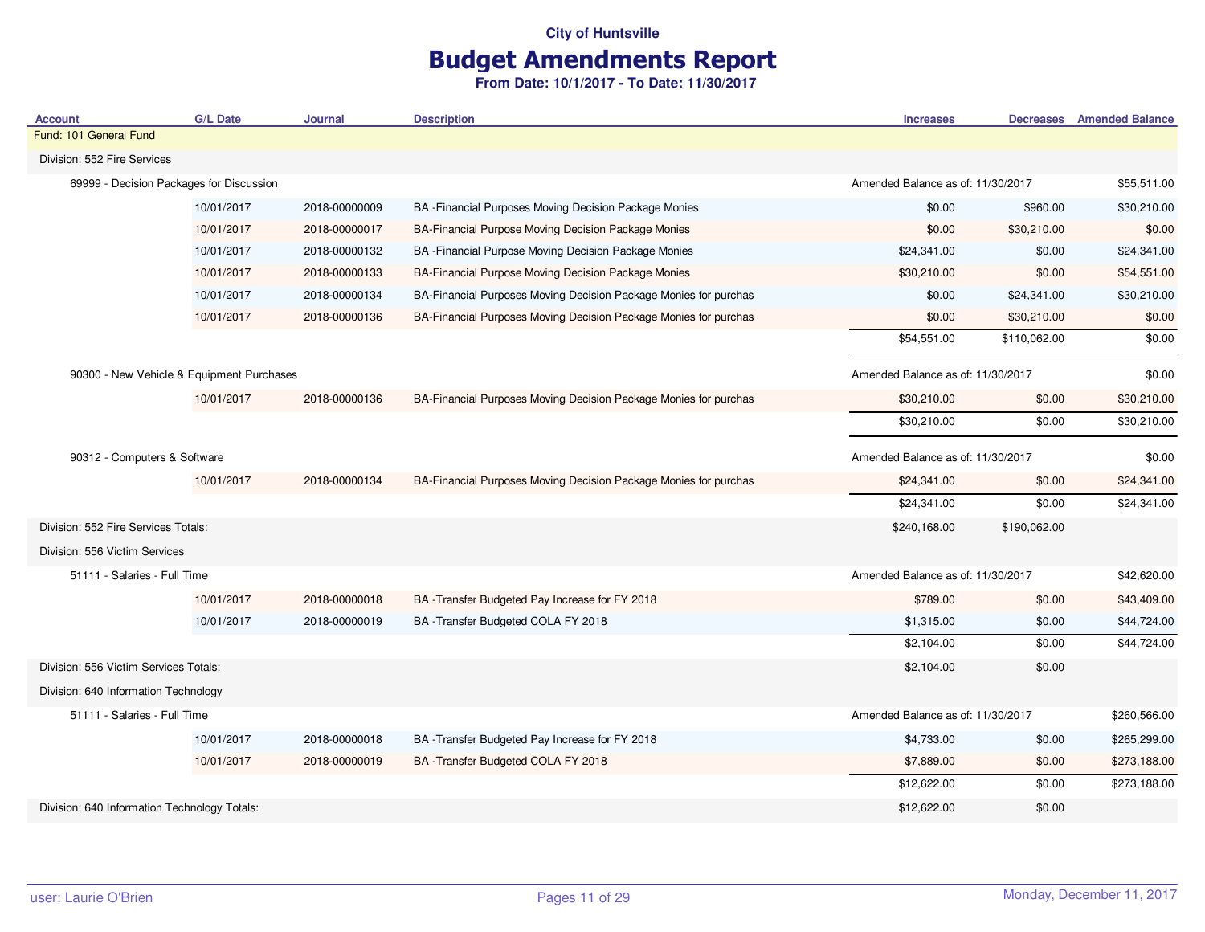City of Huntsville

# Budget Amendments Report

**From Date: 10/1/2017 - To Date: 11/30/2017**

| Account | G/L Date | Journal | Description | Increases | Decreases | Amended Balance |
|---|---|---|---|---|---|---|
| Fund: 101 General Fund | | | | | | |
| Division: 552 Fire Services | | | | | | |
| 69999 - Decision Packages for Discussion | | | | Amended Balance as of: 11/30/2017 | | $55,511.00 |
| | 10/01/2017 | 2018-00000009 | BA -Financial Purposes Moving Decision Package Monies | $0.00 | $960.00 | $30,210.00 |
| | 10/01/2017 | 2018-00000017 | BA-Financial Purpose Moving Decision Package Monies | $0.00 | $30,210.00 | $0.00 |
| | 10/01/2017 | 2018-00000132 | BA -Financial Purpose Moving Decision Package Monies | $24,341.00 | $0.00 | $24,341.00 |
| | 10/01/2017 | 2018-00000133 | BA-Financial Purpose Moving Decision Package Monies | $30,210.00 | $0.00 | $54,551.00 |
| | 10/01/2017 | 2018-00000134 | BA-Financial Purposes Moving Decision Package Monies for purchas | $0.00 | $24,341.00 | $30,210.00 |
| | 10/01/2017 | 2018-00000136 | BA-Financial Purposes Moving Decision Package Monies for purchas | $0.00 | $30,210.00 | $0.00 |
| | | | | $54,551.00 | $110,062.00 | $0.00 |
| 90300 - New Vehicle & Equipment Purchases | | | | Amended Balance as of: 11/30/2017 | | $0.00 |
| | 10/01/2017 | 2018-00000136 | BA-Financial Purposes Moving Decision Package Monies for purchas | $30,210.00 | $0.00 | $30,210.00 |
| | | | | $30,210.00 | $0.00 | $30,210.00 |
| 90312 - Computers & Software | | | | Amended Balance as of: 11/30/2017 | | $0.00 |
| | 10/01/2017 | 2018-00000134 | BA-Financial Purposes Moving Decision Package Monies for purchas | $24,341.00 | $0.00 | $24,341.00 |
| | | | | $24,341.00 | $0.00 | $24,341.00 |
| Division: 552 Fire Services Totals: | | | | $240,168.00 | $190,062.00 | |
| Division: 556 Victim Services | | | | | | |
| 51111 - Salaries - Full Time | | | | Amended Balance as of: 11/30/2017 | | $42,620.00 |
| | 10/01/2017 | 2018-00000018 | BA -Transfer Budgeted Pay Increase for FY 2018 | $789.00 | $0.00 | $43,409.00 |
| | 10/01/2017 | 2018-00000019 | BA -Transfer Budgeted COLA FY 2018 | $1,315.00 | $0.00 | $44,724.00 |
| | | | | $2,104.00 | $0.00 | $44,724.00 |
| Division: 556 Victim Services Totals: | | | | $2,104.00 | $0.00 | |
| Division: 640 Information Technology | | | | | | |
| 51111 - Salaries - Full Time | | | | Amended Balance as of: 11/30/2017 | | $260,566.00 |
| | 10/01/2017 | 2018-00000018 | BA -Transfer Budgeted Pay Increase for FY 2018 | $4,733.00 | $0.00 | $265,299.00 |
| | 10/01/2017 | 2018-00000019 | BA -Transfer Budgeted COLA FY 2018 | $7,889.00 | $0.00 | $273,188.00 |
| | | | | $12,622.00 | $0.00 | $273,188.00 |
| Division: 640 Information Technology Totals: | | | | $12,622.00 | $0.00 | |

user: Laurie O'Brien

Monday, December 11, 2017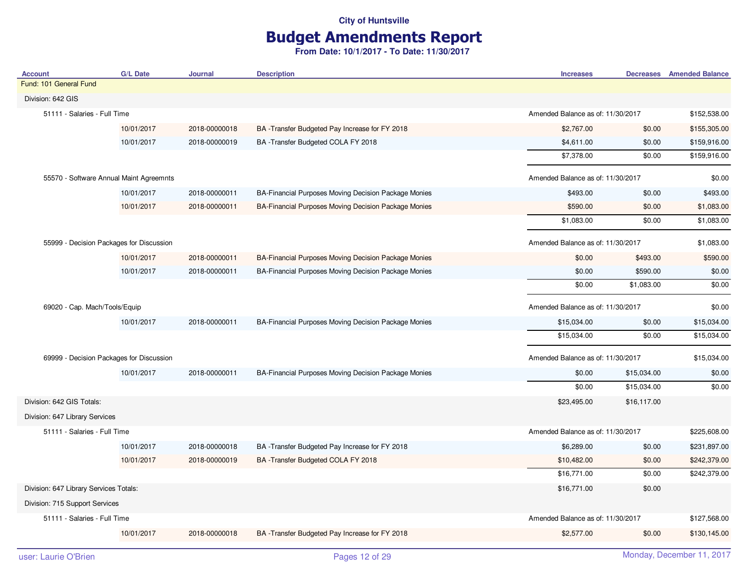City of Huntsville

# Budget Amendments Report

**From Date: 10/1/2017 - To Date: 11/30/2017**

| Account | G/L Date | Journal | Description | Increases | Decreases | Amended Balance |
|---|---|---|---|---|---|---|
| Fund: 101 General Fund | | | | | | |
| Division: 642 GIS | | | | | | |
| 51111 - Salaries - Full Time | | | | Amended Balance as of: 11/30/2017 | | $152,538.00 |
| | 10/01/2017 | 2018-00000018 | BA -Transfer Budgeted Pay Increase for FY 2018 | $2,767.00 | $0.00 | $155,305.00 |
| | 10/01/2017 | 2018-00000019 | BA -Transfer Budgeted COLA FY 2018 | $4,611.00 | $0.00 | $159,916.00 |
| | | | | $7,378.00 | $0.00 | $159,916.00 |
| 55570 - Software Annual Maint Agreemnts | | | | Amended Balance as of: 11/30/2017 | | $0.00 |
| | 10/01/2017 | 2018-00000011 | BA-Financial Purposes Moving Decision Package Monies | $493.00 | $0.00 | $493.00 |
| | 10/01/2017 | 2018-00000011 | BA-Financial Purposes Moving Decision Package Monies | $590.00 | $0.00 | $1,083.00 |
| | | | | $1,083.00 | $0.00 | $1,083.00 |
| 55999 - Decision Packages for Discussion | | | | Amended Balance as of: 11/30/2017 | | $1,083.00 |
| | 10/01/2017 | 2018-00000011 | BA-Financial Purposes Moving Decision Package Monies | $0.00 | $493.00 | $590.00 |
| | 10/01/2017 | 2018-00000011 | BA-Financial Purposes Moving Decision Package Monies | $0.00 | $590.00 | $0.00 |
| | | | | $0.00 | $1,083.00 | $0.00 |
| 69020 - Cap. Mach/Tools/Equip | | | | Amended Balance as of: 11/30/2017 | | $0.00 |
| | 10/01/2017 | 2018-00000011 | BA-Financial Purposes Moving Decision Package Monies | $15,034.00 | $0.00 | $15,034.00 |
| | | | | $15,034.00 | $0.00 | $15,034.00 |
| 69999 - Decision Packages for Discussion | | | | Amended Balance as of: 11/30/2017 | | $15,034.00 |
| | 10/01/2017 | 2018-00000011 | BA-Financial Purposes Moving Decision Package Monies | $0.00 | $15,034.00 | $0.00 |
| | | | | $0.00 | $15,034.00 | $0.00 |
| Division: 642 GIS Totals: | | | | $23,495.00 | $16,117.00 | |
| Division: 647 Library Services | | | | | | |
| 51111 - Salaries - Full Time | | | | Amended Balance as of: 11/30/2017 | | $225,608.00 |
| | 10/01/2017 | 2018-00000018 | BA -Transfer Budgeted Pay Increase for FY 2018 | $6,289.00 | $0.00 | $231,897.00 |
| | 10/01/2017 | 2018-00000019 | BA -Transfer Budgeted COLA FY 2018 | $10,482.00 | $0.00 | $242,379.00 |
| | | | | $16,771.00 | $0.00 | $242,379.00 |
| Division: 647 Library Services Totals: | | | | $16,771.00 | $0.00 | |
| Division: 715 Support Services | | | | | | |
| 51111 - Salaries - Full Time | | | | Amended Balance as of: 11/30/2017 | | $127,568.00 |
| | 10/01/2017 | 2018-00000018 | BA -Transfer Budgeted Pay Increase for FY 2018 | $2,577.00 | $0.00 | $130,145.00 |

user: Laurie O'Brien — Monday, December 11, 2017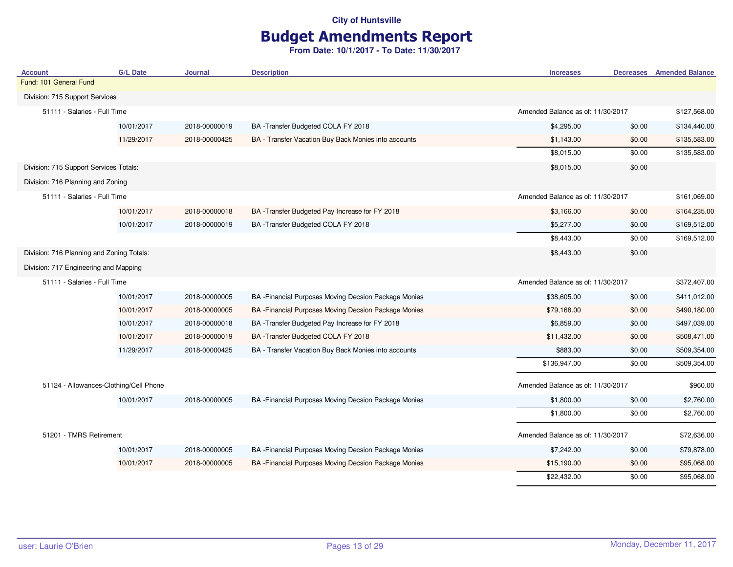City of Huntsville

# Budget Amendments Report

**From Date: 10/1/2017 - To Date: 11/30/2017**

| Account | G/L Date | Journal | Description | Increases | Decreases | Amended Balance |
|---|---|---|---|---|---|---|
| Fund: 101 General Fund | | | | | | |
| Division: 715 Support Services | | | | | | |
| 51111 - Salaries - Full Time | | | | Amended Balance as of: 11/30/2017 | | $127,568.00 |
| | 10/01/2017 | 2018-00000019 | BA -Transfer Budgeted COLA FY 2018 | $4,295.00 | $0.00 | $134,440.00 |
| | 11/29/2017 | 2018-00000425 | BA - Transfer Vacation Buy Back Monies into accounts | $1,143.00 | $0.00 | $135,583.00 |
| | | | | $8,015.00 | $0.00 | $135,583.00 |
| Division: 715 Support Services Totals: | | | | $8,015.00 | $0.00 | |
| Division: 716 Planning and Zoning | | | | | | |
| 51111 - Salaries - Full Time | | | | Amended Balance as of: 11/30/2017 | | $161,069.00 |
| | 10/01/2017 | 2018-00000018 | BA -Transfer Budgeted Pay Increase for FY 2018 | $3,166.00 | $0.00 | $164,235.00 |
| | 10/01/2017 | 2018-00000019 | BA -Transfer Budgeted COLA FY 2018 | $5,277.00 | $0.00 | $169,512.00 |
| | | | | $8,443.00 | $0.00 | $169,512.00 |
| Division: 716 Planning and Zoning Totals: | | | | $8,443.00 | $0.00 | |
| Division: 717 Engineering and Mapping | | | | | | |
| 51111 - Salaries - Full Time | | | | Amended Balance as of: 11/30/2017 | | $372,407.00 |
| | 10/01/2017 | 2018-00000005 | BA -Financial Purposes Moving Decsion Package Monies | $38,605.00 | $0.00 | $411,012.00 |
| | 10/01/2017 | 2018-00000005 | BA -Financial Purposes Moving Decsion Package Monies | $79,168.00 | $0.00 | $490,180.00 |
| | 10/01/2017 | 2018-00000018 | BA -Transfer Budgeted Pay Increase for FY 2018 | $6,859.00 | $0.00 | $497,039.00 |
| | 10/01/2017 | 2018-00000019 | BA -Transfer Budgeted COLA FY 2018 | $11,432.00 | $0.00 | $508,471.00 |
| | 11/29/2017 | 2018-00000425 | BA - Transfer Vacation Buy Back Monies into accounts | $883.00 | $0.00 | $509,354.00 |
| | | | | $136,947.00 | $0.00 | $509,354.00 |
| 51124 - Allowances-Clothing/Cell Phone | | | | Amended Balance as of: 11/30/2017 | | $960.00 |
| | 10/01/2017 | 2018-00000005 | BA -Financial Purposes Moving Decsion Package Monies | $1,800.00 | $0.00 | $2,760.00 |
| | | | | $1,800.00 | $0.00 | $2,760.00 |
| 51201 - TMRS Retirement | | | | Amended Balance as of: 11/30/2017 | | $72,636.00 |
| | 10/01/2017 | 2018-00000005 | BA -Financial Purposes Moving Decsion Package Monies | $7,242.00 | $0.00 | $79,878.00 |
| | 10/01/2017 | 2018-00000005 | BA -Financial Purposes Moving Decsion Package Monies | $15,190.00 | $0.00 | $95,068.00 |
| | | | | $22,432.00 | $0.00 | $95,068.00 |

user: Laurie O'Brien

Monday, December 11, 2017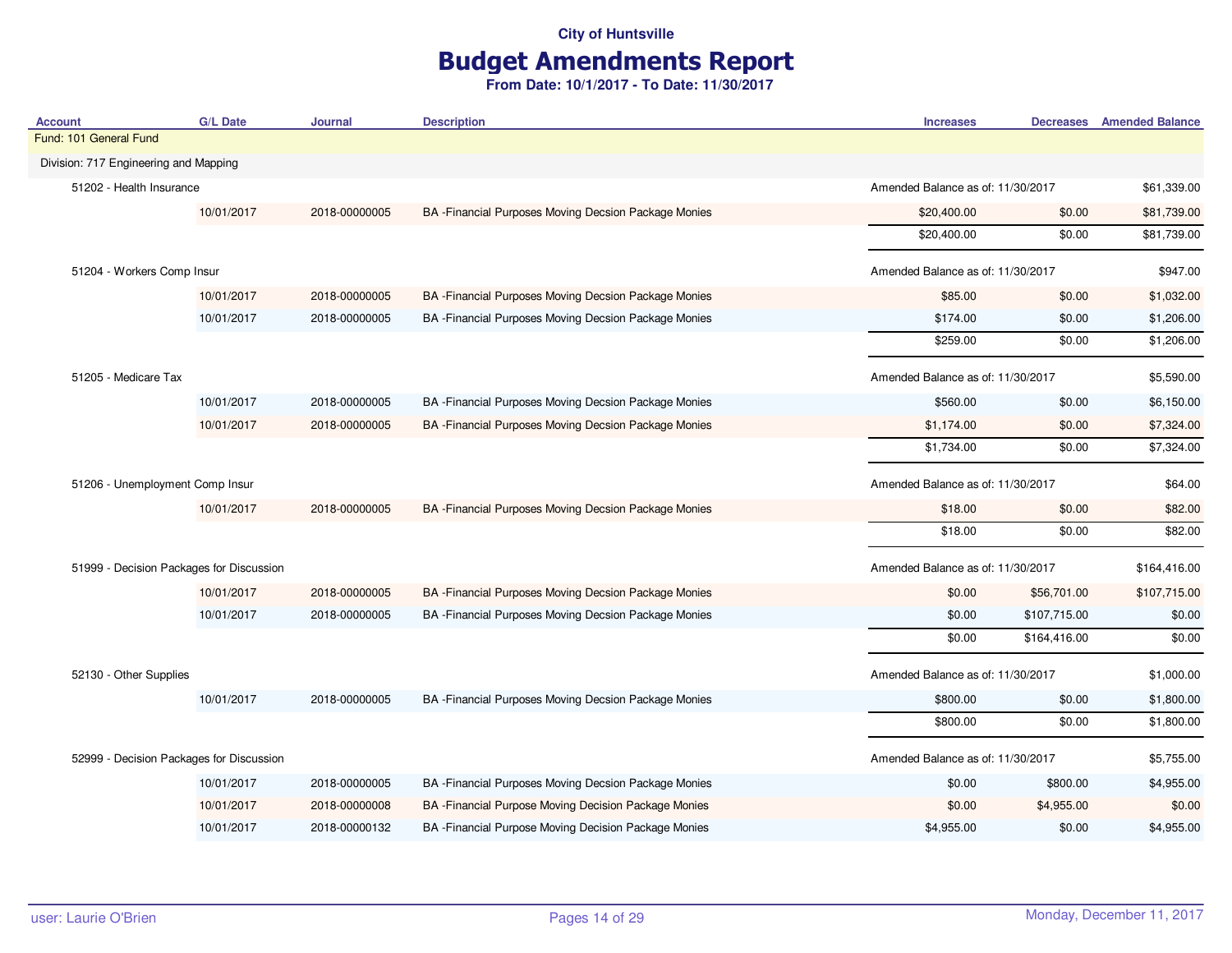City of Huntsville

# Budget Amendments Report

**From Date: 10/1/2017 - To Date: 11/30/2017**

| Account | G/L Date | Journal | Description | Increases | Decreases | Amended Balance |
|---|---|---|---|---|---|---|
| Fund: 101 General Fund | | | | | | |
| Division: 717 Engineering and Mapping | | | | | | |
| 51202 - Health Insurance | | | | Amended Balance as of: 11/30/2017 | | $61,339.00 |
| | 10/01/2017 | 2018-00000005 | BA -Financial Purposes Moving Decsion Package Monies | $20,400.00 | $0.00 | $81,739.00 |
| | | | | $20,400.00 | $0.00 | $81,739.00 |
| 51204 - Workers Comp Insur | | | | Amended Balance as of: 11/30/2017 | | $947.00 |
| | 10/01/2017 | 2018-00000005 | BA -Financial Purposes Moving Decsion Package Monies | $85.00 | $0.00 | $1,032.00 |
| | 10/01/2017 | 2018-00000005 | BA -Financial Purposes Moving Decsion Package Monies | $174.00 | $0.00 | $1,206.00 |
| | | | | $259.00 | $0.00 | $1,206.00 |
| 51205 - Medicare Tax | | | | Amended Balance as of: 11/30/2017 | | $5,590.00 |
| | 10/01/2017 | 2018-00000005 | BA -Financial Purposes Moving Decsion Package Monies | $560.00 | $0.00 | $6,150.00 |
| | 10/01/2017 | 2018-00000005 | BA -Financial Purposes Moving Decsion Package Monies | $1,174.00 | $0.00 | $7,324.00 |
| | | | | $1,734.00 | $0.00 | $7,324.00 |
| 51206 - Unemployment Comp Insur | | | | Amended Balance as of: 11/30/2017 | | $64.00 |
| | 10/01/2017 | 2018-00000005 | BA -Financial Purposes Moving Decsion Package Monies | $18.00 | $0.00 | $82.00 |
| | | | | $18.00 | $0.00 | $82.00 |
| 51999 - Decision Packages for Discussion | | | | Amended Balance as of: 11/30/2017 | | $164,416.00 |
| | 10/01/2017 | 2018-00000005 | BA -Financial Purposes Moving Decsion Package Monies | $0.00 | $56,701.00 | $107,715.00 |
| | 10/01/2017 | 2018-00000005 | BA -Financial Purposes Moving Decsion Package Monies | $0.00 | $107,715.00 | $0.00 |
| | | | | $0.00 | $164,416.00 | $0.00 |
| 52130 - Other Supplies | | | | Amended Balance as of: 11/30/2017 | | $1,000.00 |
| | 10/01/2017 | 2018-00000005 | BA -Financial Purposes Moving Decsion Package Monies | $800.00 | $0.00 | $1,800.00 |
| | | | | $800.00 | $0.00 | $1,800.00 |
| 52999 - Decision Packages for Discussion | | | | Amended Balance as of: 11/30/2017 | | $5,755.00 |
| | 10/01/2017 | 2018-00000005 | BA -Financial Purposes Moving Decsion Package Monies | $0.00 | $800.00 | $4,955.00 |
| | 10/01/2017 | 2018-00000008 | BA -Financial Purpose Moving Decision Package Monies | $0.00 | $4,955.00 | $0.00 |
| | 10/01/2017 | 2018-00000132 | BA -Financial Purpose Moving Decision Package Monies | $4,955.00 | $0.00 | $4,955.00 |

user: Laurie O'Brien

Monday, December 11, 2017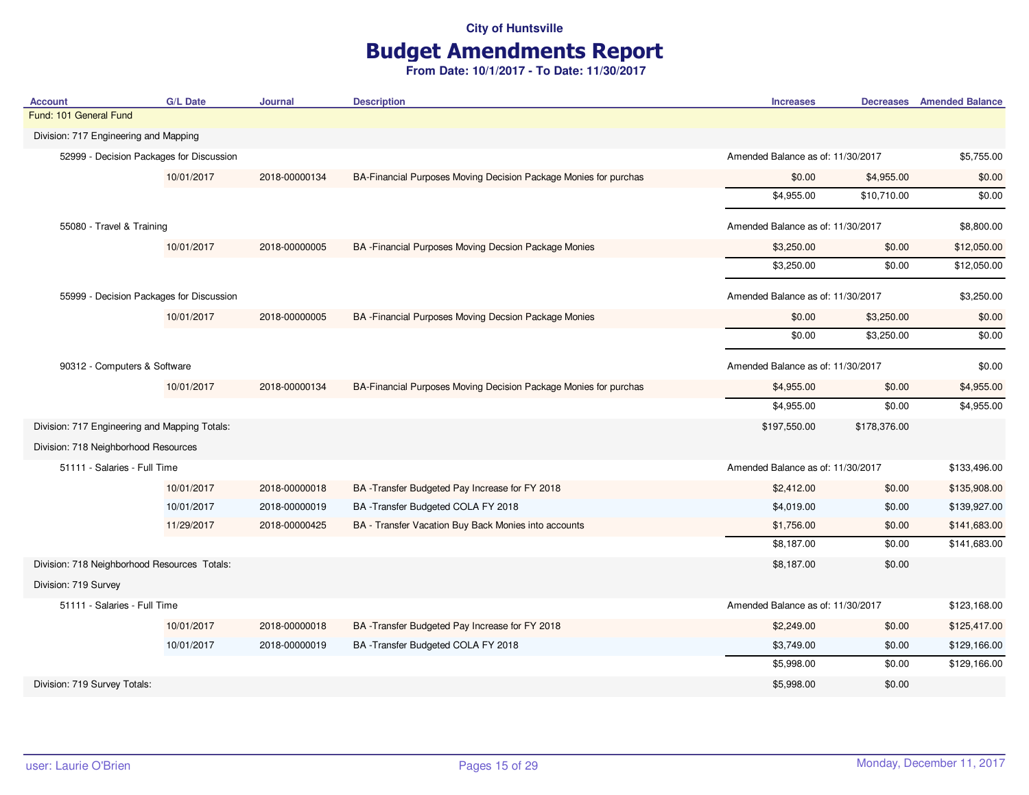City of Huntsville

# Budget Amendments Report

**From Date: 10/1/2017 - To Date: 11/30/2017**

| Account | G/L Date | Journal | Description | Increases | Decreases | Amended Balance |
|---|---|---|---|---|---|---|
| Fund: 101 General Fund | | | | | | |
| Division: 717 Engineering and Mapping | | | | | | |
| 52999 - Decision Packages for Discussion | | | | Amended Balance as of: 11/30/2017 | | $5,755.00 |
| | 10/01/2017 | 2018-00000134 | BA-Financial Purposes Moving Decision Package Monies for purchas | $0.00 | $4,955.00 | $0.00 |
| | | | | $4,955.00 | $10,710.00 | $0.00 |
| 55080 - Travel & Training | | | | Amended Balance as of: 11/30/2017 | | $8,800.00 |
| | 10/01/2017 | 2018-00000005 | BA -Financial Purposes Moving Decsion Package Monies | $3,250.00 | $0.00 | $12,050.00 |
| | | | | $3,250.00 | $0.00 | $12,050.00 |
| 55999 - Decision Packages for Discussion | | | | Amended Balance as of: 11/30/2017 | | $3,250.00 |
| | 10/01/2017 | 2018-00000005 | BA -Financial Purposes Moving Decsion Package Monies | $0.00 | $3,250.00 | $0.00 |
| | | | | $0.00 | $3,250.00 | $0.00 |
| 90312 - Computers & Software | | | | Amended Balance as of: 11/30/2017 | | $0.00 |
| | 10/01/2017 | 2018-00000134 | BA-Financial Purposes Moving Decision Package Monies for purchas | $4,955.00 | $0.00 | $4,955.00 |
| | | | | $4,955.00 | $0.00 | $4,955.00 |
| Division: 717 Engineering and Mapping Totals: | | | | $197,550.00 | $178,376.00 | |
| Division: 718 Neighborhood Resources | | | | | | |
| 51111 - Salaries - Full Time | | | | Amended Balance as of: 11/30/2017 | | $133,496.00 |
| | 10/01/2017 | 2018-00000018 | BA -Transfer Budgeted Pay Increase for FY 2018 | $2,412.00 | $0.00 | $135,908.00 |
| | 10/01/2017 | 2018-00000019 | BA -Transfer Budgeted COLA FY 2018 | $4,019.00 | $0.00 | $139,927.00 |
| | 11/29/2017 | 2018-00000425 | BA - Transfer Vacation Buy Back Monies into accounts | $1,756.00 | $0.00 | $141,683.00 |
| | | | | $8,187.00 | $0.00 | $141,683.00 |
| Division: 718 Neighborhood Resources Totals: | | | | $8,187.00 | $0.00 | |
| Division: 719 Survey | | | | | | |
| 51111 - Salaries - Full Time | | | | Amended Balance as of: 11/30/2017 | | $123,168.00 |
| | 10/01/2017 | 2018-00000018 | BA -Transfer Budgeted Pay Increase for FY 2018 | $2,249.00 | $0.00 | $125,417.00 |
| | 10/01/2017 | 2018-00000019 | BA -Transfer Budgeted COLA FY 2018 | $3,749.00 | $0.00 | $129,166.00 |
| | | | | $5,998.00 | $0.00 | $129,166.00 |
| Division: 719 Survey Totals: | | | | $5,998.00 | $0.00 | |

user: Laurie O'Brien | Monday, December 11, 2017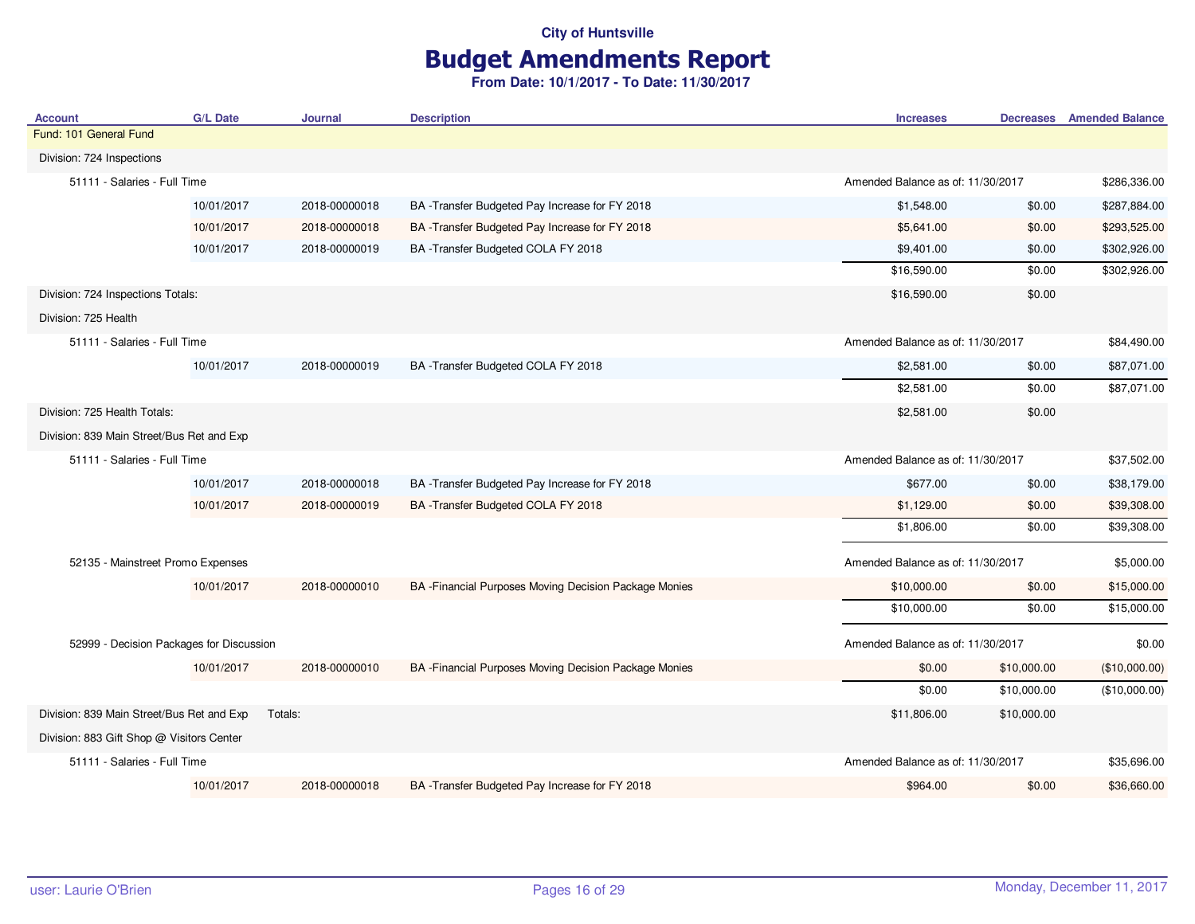City of Huntsville

# Budget Amendments Report

**From Date: 10/1/2017 - To Date: 11/30/2017**

| Account | G/L Date | Journal | Description | Increases | Decreases | Amended Balance |
|---|---|---|---|---|---|---|
| Fund: 101 General Fund | | | | | | |
| Division: 724 Inspections | | | | | | |
| 51111 - Salaries - Full Time | | | | Amended Balance as of: 11/30/2017 | | $286,336.00 |
| | 10/01/2017 | 2018-00000018 | BA -Transfer Budgeted Pay Increase for FY 2018 | $1,548.00 | $0.00 | $287,884.00 |
| | 10/01/2017 | 2018-00000018 | BA -Transfer Budgeted Pay Increase for FY 2018 | $5,641.00 | $0.00 | $293,525.00 |
| | 10/01/2017 | 2018-00000019 | BA -Transfer Budgeted COLA FY 2018 | $9,401.00 | $0.00 | $302,926.00 |
| | | | | $16,590.00 | $0.00 | $302,926.00 |
| Division: 724 Inspections Totals: | | | | $16,590.00 | $0.00 | |
| Division: 725 Health | | | | | | |
| 51111 - Salaries - Full Time | | | | Amended Balance as of: 11/30/2017 | | $84,490.00 |
| | 10/01/2017 | 2018-00000019 | BA -Transfer Budgeted COLA FY 2018 | $2,581.00 | $0.00 | $87,071.00 |
| | | | | $2,581.00 | $0.00 | $87,071.00 |
| Division: 725 Health Totals: | | | | $2,581.00 | $0.00 | |
| Division: 839 Main Street/Bus Ret and Exp | | | | | | |
| 51111 - Salaries - Full Time | | | | Amended Balance as of: 11/30/2017 | | $37,502.00 |
| | 10/01/2017 | 2018-00000018 | BA -Transfer Budgeted Pay Increase for FY 2018 | $677.00 | $0.00 | $38,179.00 |
| | 10/01/2017 | 2018-00000019 | BA -Transfer Budgeted COLA FY 2018 | $1,129.00 | $0.00 | $39,308.00 |
| | | | | $1,806.00 | $0.00 | $39,308.00 |
| 52135 - Mainstreet Promo Expenses | | | | Amended Balance as of: 11/30/2017 | | $5,000.00 |
| | 10/01/2017 | 2018-00000010 | BA -Financial Purposes Moving Decision Package Monies | $10,000.00 | $0.00 | $15,000.00 |
| | | | | $10,000.00 | $0.00 | $15,000.00 |
| 52999 - Decision Packages for Discussion | | | | Amended Balance as of: 11/30/2017 | | $0.00 |
| | 10/01/2017 | 2018-00000010 | BA -Financial Purposes Moving Decision Package Monies | $0.00 | $10,000.00 | ($10,000.00) |
| | | | | $0.00 | $10,000.00 | ($10,000.00) |
| Division: 839 Main Street/Bus Ret and Exp Totals: | | | | $11,806.00 | $10,000.00 | |
| Division: 883 Gift Shop @ Visitors Center | | | | | | |
| 51111 - Salaries - Full Time | | | | Amended Balance as of: 11/30/2017 | | $35,696.00 |
| | 10/01/2017 | 2018-00000018 | BA -Transfer Budgeted Pay Increase for FY 2018 | $964.00 | $0.00 | $36,660.00 |

user: Laurie O'Brien

Monday, December 11, 2017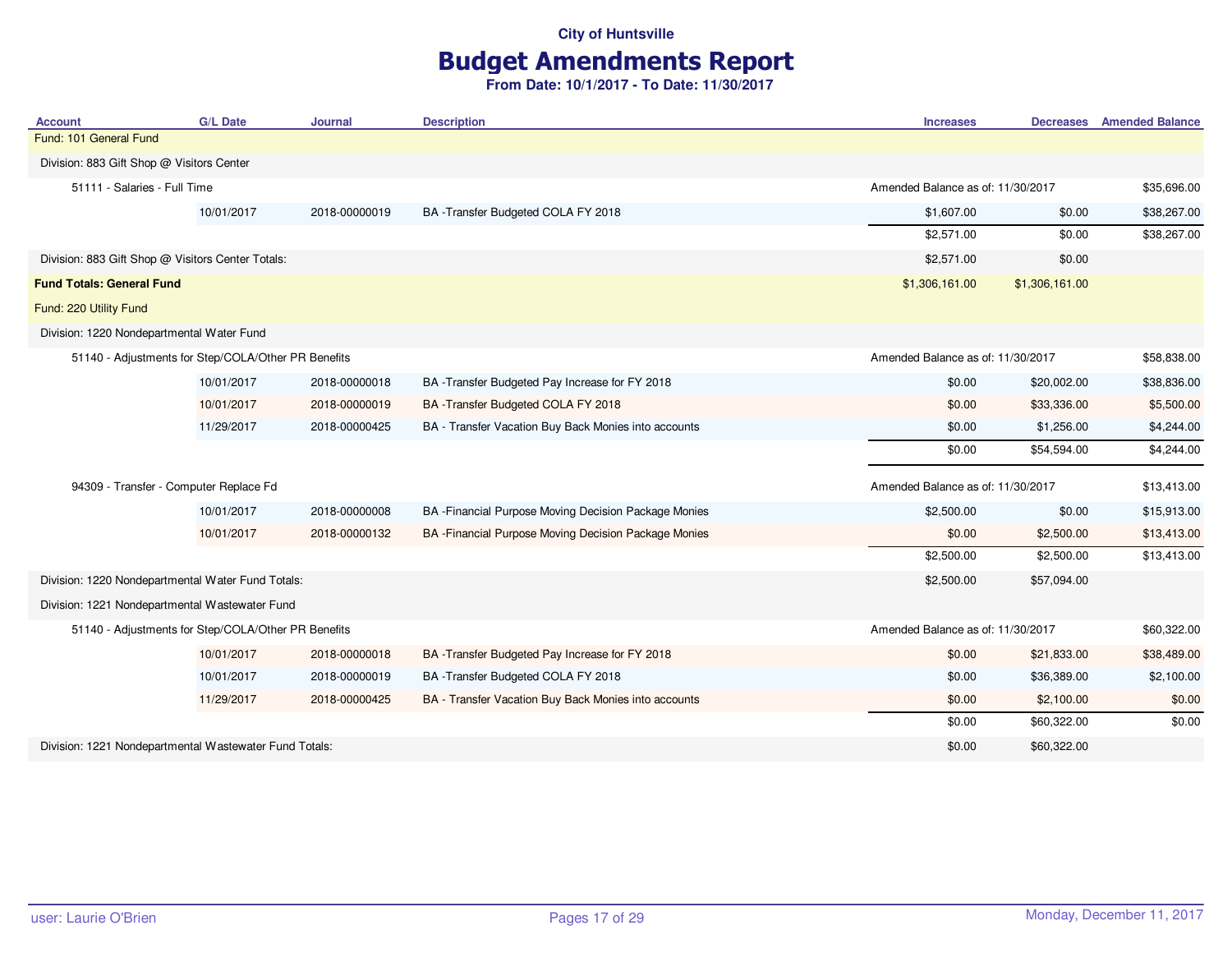City of Huntsville

# Budget Amendments Report

**From Date: 10/1/2017 - To Date: 11/30/2017**

| Account | G/L Date | Journal | Description | Increases | Decreases | Amended Balance |
|---|---|---|---|---|---|---|
| Fund: 101 General Fund | | | | | | |
| Division: 883 Gift Shop @ Visitors Center | | | | | | |
| 51111 - Salaries - Full Time | | | | Amended Balance as of: 11/30/2017 | | $35,696.00 |
| | 10/01/2017 | 2018-00000019 | BA -Transfer Budgeted COLA FY 2018 | $1,607.00 | $0.00 | $38,267.00 |
| | | | | $2,571.00 | $0.00 | $38,267.00 |
| Division: 883 Gift Shop @ Visitors Center Totals: | | | | $2,571.00 | $0.00 | |
| **Fund Totals: General Fund** | | | | $1,306,161.00 | $1,306,161.00 | |
| Fund: 220 Utility Fund | | | | | | |
| Division: 1220 Nondepartmental Water Fund | | | | | | |
| 51140 - Adjustments for Step/COLA/Other PR Benefits | | | | Amended Balance as of: 11/30/2017 | | $58,838.00 |
| | 10/01/2017 | 2018-00000018 | BA -Transfer Budgeted Pay Increase for FY 2018 | $0.00 | $20,002.00 | $38,836.00 |
| | 10/01/2017 | 2018-00000019 | BA -Transfer Budgeted COLA FY 2018 | $0.00 | $33,336.00 | $5,500.00 |
| | 11/29/2017 | 2018-00000425 | BA - Transfer Vacation Buy Back Monies into accounts | $0.00 | $1,256.00 | $4,244.00 |
| | | | | $0.00 | $54,594.00 | $4,244.00 |
| 94309 - Transfer - Computer Replace Fd | | | | Amended Balance as of: 11/30/2017 | | $13,413.00 |
| | 10/01/2017 | 2018-00000008 | BA -Financial Purpose Moving Decision Package Monies | $2,500.00 | $0.00 | $15,913.00 |
| | 10/01/2017 | 2018-00000132 | BA -Financial Purpose Moving Decision Package Monies | $0.00 | $2,500.00 | $13,413.00 |
| | | | | $2,500.00 | $2,500.00 | $13,413.00 |
| Division: 1220 Nondepartmental Water Fund Totals: | | | | $2,500.00 | $57,094.00 | |
| Division: 1221 Nondepartmental Wastewater Fund | | | | | | |
| 51140 - Adjustments for Step/COLA/Other PR Benefits | | | | Amended Balance as of: 11/30/2017 | | $60,322.00 |
| | 10/01/2017 | 2018-00000018 | BA -Transfer Budgeted Pay Increase for FY 2018 | $0.00 | $21,833.00 | $38,489.00 |
| | 10/01/2017 | 2018-00000019 | BA -Transfer Budgeted COLA FY 2018 | $0.00 | $36,389.00 | $2,100.00 |
| | 11/29/2017 | 2018-00000425 | BA - Transfer Vacation Buy Back Monies into accounts | $0.00 | $2,100.00 | $0.00 |
| | | | | $0.00 | $60,322.00 | $0.00 |
| Division: 1221 Nondepartmental Wastewater Fund Totals: | | | | $0.00 | $60,322.00 | |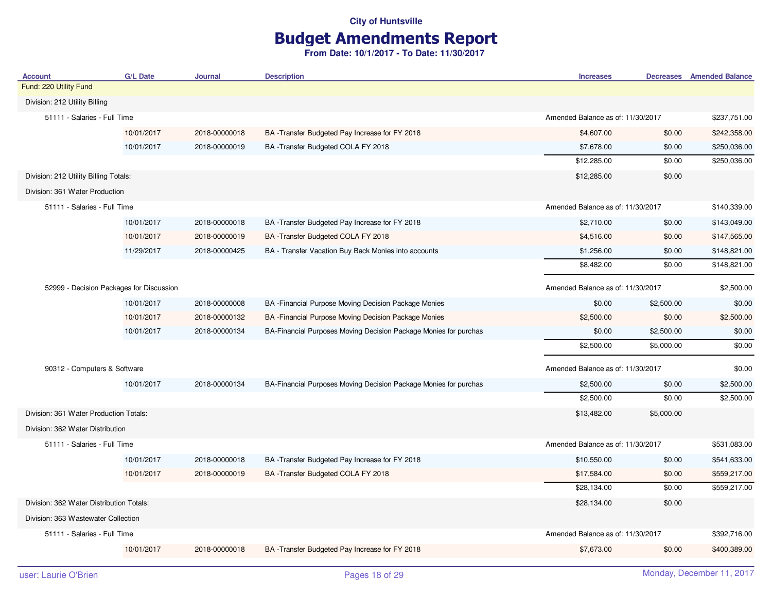City of Huntsville

# Budget Amendments Report

**From Date: 10/1/2017 - To Date: 11/30/2017**

| Account | G/L Date | Journal | Description | Increases | Decreases | Amended Balance |
|---|---|---|---|---|---|---|
| Fund: 220 Utility Fund | | | | | | |
| Division: 212 Utility Billing | | | | | | |
| 51111 - Salaries - Full Time | | | | Amended Balance as of: 11/30/2017 | | $237,751.00 |
| | 10/01/2017 | 2018-00000018 | BA -Transfer Budgeted Pay Increase for FY 2018 | $4,607.00 | $0.00 | $242,358.00 |
| | 10/01/2017 | 2018-00000019 | BA -Transfer Budgeted COLA FY 2018 | $7,678.00 | $0.00 | $250,036.00 |
| | | | | $12,285.00 | $0.00 | $250,036.00 |
| Division: 212 Utility Billing Totals: | | | | $12,285.00 | $0.00 | |
| Division: 361 Water Production | | | | | | |
| 51111 - Salaries - Full Time | | | | Amended Balance as of: 11/30/2017 | | $140,339.00 |
| | 10/01/2017 | 2018-00000018 | BA -Transfer Budgeted Pay Increase for FY 2018 | $2,710.00 | $0.00 | $143,049.00 |
| | 10/01/2017 | 2018-00000019 | BA -Transfer Budgeted COLA FY 2018 | $4,516.00 | $0.00 | $147,565.00 |
| | 11/29/2017 | 2018-00000425 | BA - Transfer Vacation Buy Back Monies into accounts | $1,256.00 | $0.00 | $148,821.00 |
| | | | | $8,482.00 | $0.00 | $148,821.00 |
| 52999 - Decision Packages for Discussion | | | | Amended Balance as of: 11/30/2017 | | $2,500.00 |
| | 10/01/2017 | 2018-00000008 | BA -Financial Purpose Moving Decision Package Monies | $0.00 | $2,500.00 | $0.00 |
| | 10/01/2017 | 2018-00000132 | BA -Financial Purpose Moving Decision Package Monies | $2,500.00 | $0.00 | $2,500.00 |
| | 10/01/2017 | 2018-00000134 | BA-Financial Purposes Moving Decision Package Monies for purchas | $0.00 | $2,500.00 | $0.00 |
| | | | | $2,500.00 | $5,000.00 | $0.00 |
| 90312 - Computers & Software | | | | Amended Balance as of: 11/30/2017 | | $0.00 |
| | 10/01/2017 | 2018-00000134 | BA-Financial Purposes Moving Decision Package Monies for purchas | $2,500.00 | $0.00 | $2,500.00 |
| | | | | $2,500.00 | $0.00 | $2,500.00 |
| Division: 361 Water Production Totals: | | | | $13,482.00 | $5,000.00 | |
| Division: 362 Water Distribution | | | | | | |
| 51111 - Salaries - Full Time | | | | Amended Balance as of: 11/30/2017 | | $531,083.00 |
| | 10/01/2017 | 2018-00000018 | BA -Transfer Budgeted Pay Increase for FY 2018 | $10,550.00 | $0.00 | $541,633.00 |
| | 10/01/2017 | 2018-00000019 | BA -Transfer Budgeted COLA FY 2018 | $17,584.00 | $0.00 | $559,217.00 |
| | | | | $28,134.00 | $0.00 | $559,217.00 |
| Division: 362 Water Distribution Totals: | | | | $28,134.00 | $0.00 | |
| Division: 363 Wastewater Collection | | | | | | |
| 51111 - Salaries - Full Time | | | | Amended Balance as of: 11/30/2017 | | $392,716.00 |
| | 10/01/2017 | 2018-00000018 | BA -Transfer Budgeted Pay Increase for FY 2018 | $7,673.00 | $0.00 | $400,389.00 |

user: Laurie O'Brien — Monday, December 11, 2017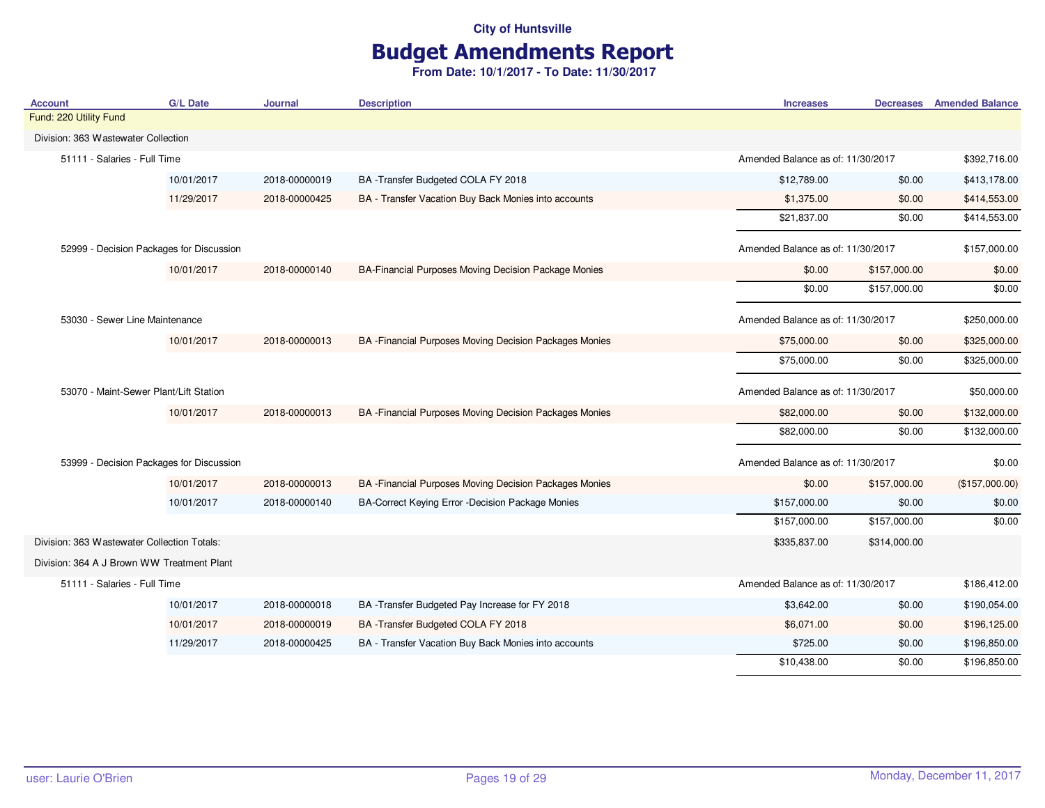City of Huntsville

# Budget Amendments Report

**From Date: 10/1/2017 - To Date: 11/30/2017**

| Account | G/L Date | Journal | Description | Increases | Decreases | Amended Balance |
|---|---|---|---|---|---|---|
| Fund: 220 Utility Fund | | | | | | |
| Division: 363 Wastewater Collection | | | | | | |
| 51111 - Salaries - Full Time | | | | Amended Balance as of: 11/30/2017 | | $392,716.00 |
| | 10/01/2017 | 2018-00000019 | BA -Transfer Budgeted COLA FY 2018 | $12,789.00 | $0.00 | $413,178.00 |
| | 11/29/2017 | 2018-00000425 | BA - Transfer Vacation Buy Back Monies into accounts | $1,375.00 | $0.00 | $414,553.00 |
| | | | | $21,837.00 | $0.00 | $414,553.00 |
| 52999 - Decision Packages for Discussion | | | | Amended Balance as of: 11/30/2017 | | $157,000.00 |
| | 10/01/2017 | 2018-00000140 | BA-Financial Purposes Moving Decision Package Monies | $0.00 | $157,000.00 | $0.00 |
| | | | | $0.00 | $157,000.00 | $0.00 |
| 53030 - Sewer Line Maintenance | | | | Amended Balance as of: 11/30/2017 | | $250,000.00 |
| | 10/01/2017 | 2018-00000013 | BA -Financial Purposes Moving Decision Packages Monies | $75,000.00 | $0.00 | $325,000.00 |
| | | | | $75,000.00 | $0.00 | $325,000.00 |
| 53070 - Maint-Sewer Plant/Lift Station | | | | Amended Balance as of: 11/30/2017 | | $50,000.00 |
| | 10/01/2017 | 2018-00000013 | BA -Financial Purposes Moving Decision Packages Monies | $82,000.00 | $0.00 | $132,000.00 |
| | | | | $82,000.00 | $0.00 | $132,000.00 |
| 53999 - Decision Packages for Discussion | | | | Amended Balance as of: 11/30/2017 | | $0.00 |
| | 10/01/2017 | 2018-00000013 | BA -Financial Purposes Moving Decision Packages Monies | $0.00 | $157,000.00 | ($157,000.00) |
| | 10/01/2017 | 2018-00000140 | BA-Correct Keying Error -Decision Package Monies | $157,000.00 | $0.00 | $0.00 |
| | | | | $157,000.00 | $157,000.00 | $0.00 |
| Division: 363 Wastewater Collection Totals: | | | | $335,837.00 | $314,000.00 | |
| Division: 364 A J Brown WW Treatment Plant | | | | | | |
| 51111 - Salaries - Full Time | | | | Amended Balance as of: 11/30/2017 | | $186,412.00 |
| | 10/01/2017 | 2018-00000018 | BA -Transfer Budgeted Pay Increase for FY 2018 | $3,642.00 | $0.00 | $190,054.00 |
| | 10/01/2017 | 2018-00000019 | BA -Transfer Budgeted COLA FY 2018 | $6,071.00 | $0.00 | $196,125.00 |
| | 11/29/2017 | 2018-00000425 | BA - Transfer Vacation Buy Back Monies into accounts | $725.00 | $0.00 | $196,850.00 |
| | | | | $10,438.00 | $0.00 | $196,850.00 |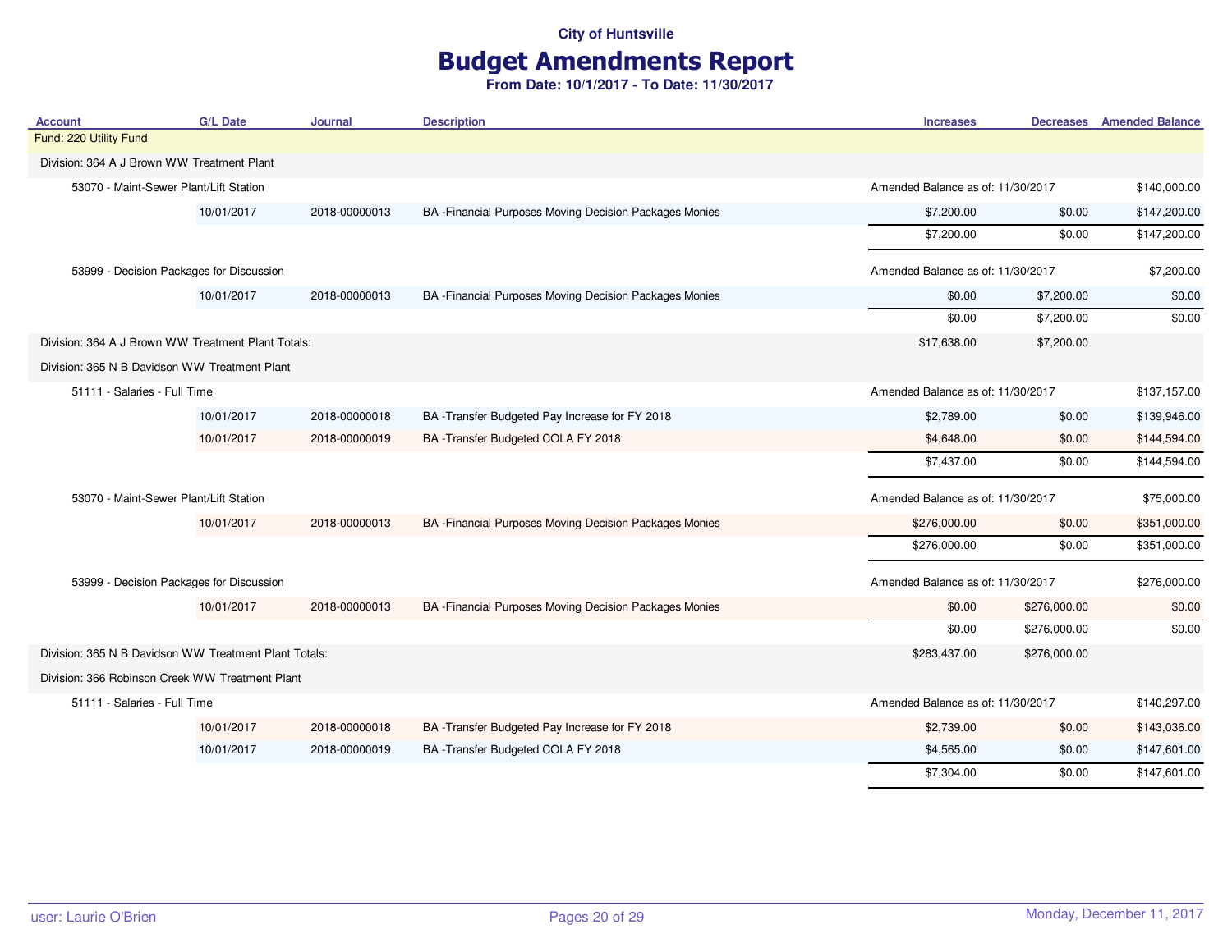City of Huntsville

# Budget Amendments Report

**From Date: 10/1/2017 - To Date: 11/30/2017**

| Account | G/L Date | Journal | Description | Increases | Decreases | Amended Balance |
|---|---|---|---|---|---|---|
| Fund: 220 Utility Fund | | | | | | |
| Division: 364 A J Brown WW Treatment Plant | | | | | | |
| 53070 - Maint-Sewer Plant/Lift Station | | | | Amended Balance as of: 11/30/2017 | | $140,000.00 |
| | 10/01/2017 | 2018-00000013 | BA -Financial Purposes Moving Decision Packages Monies | $7,200.00 | $0.00 | $147,200.00 |
| | | | | $7,200.00 | $0.00 | $147,200.00 |
| 53999 - Decision Packages for Discussion | | | | Amended Balance as of: 11/30/2017 | | $7,200.00 |
| | 10/01/2017 | 2018-00000013 | BA -Financial Purposes Moving Decision Packages Monies | $0.00 | $7,200.00 | $0.00 |
| | | | | $0.00 | $7,200.00 | $0.00 |
| Division: 364 A J Brown WW Treatment Plant Totals: | | | | $17,638.00 | $7,200.00 | |
| Division: 365 N B Davidson WW Treatment Plant | | | | | | |
| 51111 - Salaries - Full Time | | | | Amended Balance as of: 11/30/2017 | | $137,157.00 |
| | 10/01/2017 | 2018-00000018 | BA -Transfer Budgeted Pay Increase for FY 2018 | $2,789.00 | $0.00 | $139,946.00 |
| | 10/01/2017 | 2018-00000019 | BA -Transfer Budgeted COLA FY 2018 | $4,648.00 | $0.00 | $144,594.00 |
| | | | | $7,437.00 | $0.00 | $144,594.00 |
| 53070 - Maint-Sewer Plant/Lift Station | | | | Amended Balance as of: 11/30/2017 | | $75,000.00 |
| | 10/01/2017 | 2018-00000013 | BA -Financial Purposes Moving Decision Packages Monies | $276,000.00 | $0.00 | $351,000.00 |
| | | | | $276,000.00 | $0.00 | $351,000.00 |
| 53999 - Decision Packages for Discussion | | | | Amended Balance as of: 11/30/2017 | | $276,000.00 |
| | 10/01/2017 | 2018-00000013 | BA -Financial Purposes Moving Decision Packages Monies | $0.00 | $276,000.00 | $0.00 |
| | | | | $0.00 | $276,000.00 | $0.00 |
| Division: 365 N B Davidson WW Treatment Plant Totals: | | | | $283,437.00 | $276,000.00 | |
| Division: 366 Robinson Creek WW Treatment Plant | | | | | | |
| 51111 - Salaries - Full Time | | | | Amended Balance as of: 11/30/2017 | | $140,297.00 |
| | 10/01/2017 | 2018-00000018 | BA -Transfer Budgeted Pay Increase for FY 2018 | $2,739.00 | $0.00 | $143,036.00 |
| | 10/01/2017 | 2018-00000019 | BA -Transfer Budgeted COLA FY 2018 | $4,565.00 | $0.00 | $147,601.00 |
| | | | | $7,304.00 | $0.00 | $147,601.00 |

user: Laurie O'Brien

Monday, December 11, 2017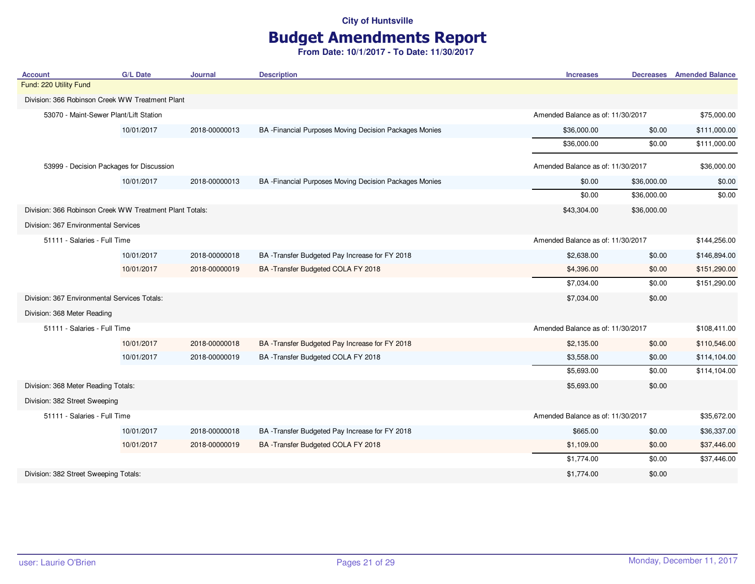City of Huntsville

# Budget Amendments Report

**From Date: 10/1/2017 - To Date: 11/30/2017**

| Account | G/L Date | Journal | Description | Increases | Decreases | Amended Balance |
|---|---|---|---|---|---|---|
| Fund: 220 Utility Fund | | | | | | |
| Division: 366 Robinson Creek WW Treatment Plant | | | | | | |
| 53070 - Maint-Sewer Plant/Lift Station | | | | Amended Balance as of: 11/30/2017 | | $75,000.00 |
| | 10/01/2017 | 2018-00000013 | BA -Financial Purposes Moving Decision Packages Monies | $36,000.00 | $0.00 | $111,000.00 |
| | | | | $36,000.00 | $0.00 | $111,000.00 |
| 53999 - Decision Packages for Discussion | | | | Amended Balance as of: 11/30/2017 | | $36,000.00 |
| | 10/01/2017 | 2018-00000013 | BA -Financial Purposes Moving Decision Packages Monies | $0.00 | $36,000.00 | $0.00 |
| | | | | $0.00 | $36,000.00 | $0.00 |
| Division: 366 Robinson Creek WW Treatment Plant Totals: | | | | $43,304.00 | $36,000.00 | |
| Division: 367 Environmental Services | | | | | | |
| 51111 - Salaries - Full Time | | | | Amended Balance as of: 11/30/2017 | | $144,256.00 |
| | 10/01/2017 | 2018-00000018 | BA -Transfer Budgeted Pay Increase for FY 2018 | $2,638.00 | $0.00 | $146,894.00 |
| | 10/01/2017 | 2018-00000019 | BA -Transfer Budgeted COLA FY 2018 | $4,396.00 | $0.00 | $151,290.00 |
| | | | | $7,034.00 | $0.00 | $151,290.00 |
| Division: 367 Environmental Services Totals: | | | | $7,034.00 | $0.00 | |
| Division: 368 Meter Reading | | | | | | |
| 51111 - Salaries - Full Time | | | | Amended Balance as of: 11/30/2017 | | $108,411.00 |
| | 10/01/2017 | 2018-00000018 | BA -Transfer Budgeted Pay Increase for FY 2018 | $2,135.00 | $0.00 | $110,546.00 |
| | 10/01/2017 | 2018-00000019 | BA -Transfer Budgeted COLA FY 2018 | $3,558.00 | $0.00 | $114,104.00 |
| | | | | $5,693.00 | $0.00 | $114,104.00 |
| Division: 368 Meter Reading Totals: | | | | $5,693.00 | $0.00 | |
| Division: 382 Street Sweeping | | | | | | |
| 51111 - Salaries - Full Time | | | | Amended Balance as of: 11/30/2017 | | $35,672.00 |
| | 10/01/2017 | 2018-00000018 | BA -Transfer Budgeted Pay Increase for FY 2018 | $665.00 | $0.00 | $36,337.00 |
| | 10/01/2017 | 2018-00000019 | BA -Transfer Budgeted COLA FY 2018 | $1,109.00 | $0.00 | $37,446.00 |
| | | | | $1,774.00 | $0.00 | $37,446.00 |
| Division: 382 Street Sweeping Totals: | | | | $1,774.00 | $0.00 | |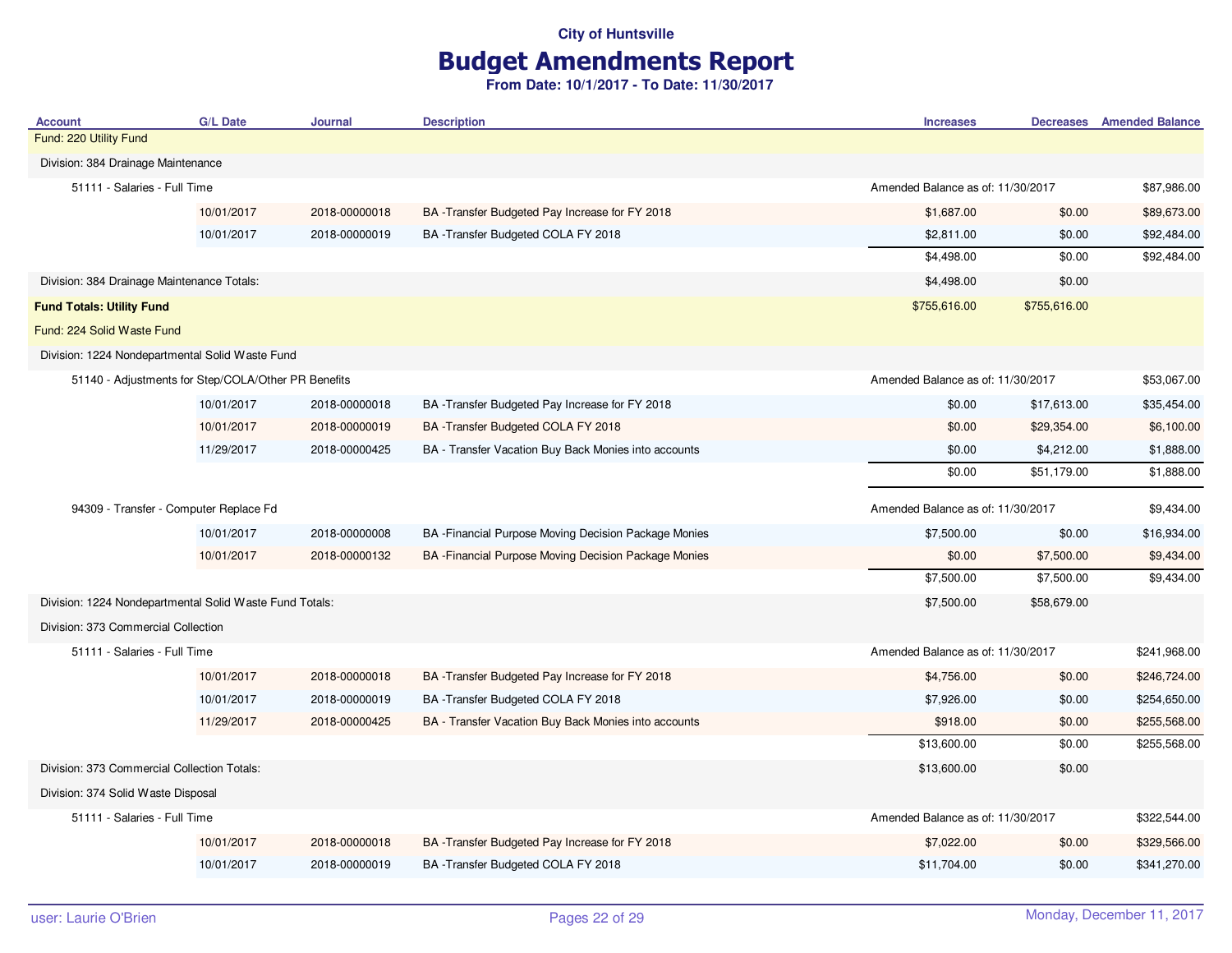**City of Huntsville**

# Budget Amendments Report

**From Date: 10/1/2017 - To Date: 11/30/2017**

| Account | G/L Date | Journal | Description | Increases | Decreases | Amended Balance |
|---|---|---|---|---|---|---|
| Fund: 220 Utility Fund | | | | | | |
| Division: 384 Drainage Maintenance | | | | | | |
| 51111 - Salaries - Full Time | | | | Amended Balance as of: 11/30/2017 | | $87,986.00 |
| | 10/01/2017 | 2018-00000018 | BA -Transfer Budgeted Pay Increase for FY 2018 | $1,687.00 | $0.00 | $89,673.00 |
| | 10/01/2017 | 2018-00000019 | BA -Transfer Budgeted COLA FY 2018 | $2,811.00 | $0.00 | $92,484.00 |
| | | | | $4,498.00 | $0.00 | $92,484.00 |
| Division: 384 Drainage Maintenance Totals: | | | | $4,498.00 | $0.00 | |
| **Fund Totals: Utility Fund** | | | | $755,616.00 | $755,616.00 | |
| Fund: 224 Solid Waste Fund | | | | | | |
| Division: 1224 Nondepartmental Solid Waste Fund | | | | | | |
| 51140 - Adjustments for Step/COLA/Other PR Benefits | | | | Amended Balance as of: 11/30/2017 | | $53,067.00 |
| | 10/01/2017 | 2018-00000018 | BA -Transfer Budgeted Pay Increase for FY 2018 | $0.00 | $17,613.00 | $35,454.00 |
| | 10/01/2017 | 2018-00000019 | BA -Transfer Budgeted COLA FY 2018 | $0.00 | $29,354.00 | $6,100.00 |
| | 11/29/2017 | 2018-00000425 | BA - Transfer Vacation Buy Back Monies into accounts | $0.00 | $4,212.00 | $1,888.00 |
| | | | | $0.00 | $51,179.00 | $1,888.00 |
| 94309 - Transfer - Computer Replace Fd | | | | Amended Balance as of: 11/30/2017 | | $9,434.00 |
| | 10/01/2017 | 2018-00000008 | BA -Financial Purpose Moving Decision Package Monies | $7,500.00 | $0.00 | $16,934.00 |
| | 10/01/2017 | 2018-00000132 | BA -Financial Purpose Moving Decision Package Monies | $0.00 | $7,500.00 | $9,434.00 |
| | | | | $7,500.00 | $7,500.00 | $9,434.00 |
| Division: 1224 Nondepartmental Solid Waste Fund Totals: | | | | $7,500.00 | $58,679.00 | |
| Division: 373 Commercial Collection | | | | | | |
| 51111 - Salaries - Full Time | | | | Amended Balance as of: 11/30/2017 | | $241,968.00 |
| | 10/01/2017 | 2018-00000018 | BA -Transfer Budgeted Pay Increase for FY 2018 | $4,756.00 | $0.00 | $246,724.00 |
| | 10/01/2017 | 2018-00000019 | BA -Transfer Budgeted COLA FY 2018 | $7,926.00 | $0.00 | $254,650.00 |
| | 11/29/2017 | 2018-00000425 | BA - Transfer Vacation Buy Back Monies into accounts | $918.00 | $0.00 | $255,568.00 |
| | | | | $13,600.00 | $0.00 | $255,568.00 |
| Division: 373 Commercial Collection Totals: | | | | $13,600.00 | $0.00 | |
| Division: 374 Solid Waste Disposal | | | | | | |
| 51111 - Salaries - Full Time | | | | Amended Balance as of: 11/30/2017 | | $322,544.00 |
| | 10/01/2017 | 2018-00000018 | BA -Transfer Budgeted Pay Increase for FY 2018 | $7,022.00 | $0.00 | $329,566.00 |
| | 10/01/2017 | 2018-00000019 | BA -Transfer Budgeted COLA FY 2018 | $11,704.00 | $0.00 | $341,270.00 |

user: Laurie O'Brien

Monday, December 11, 2017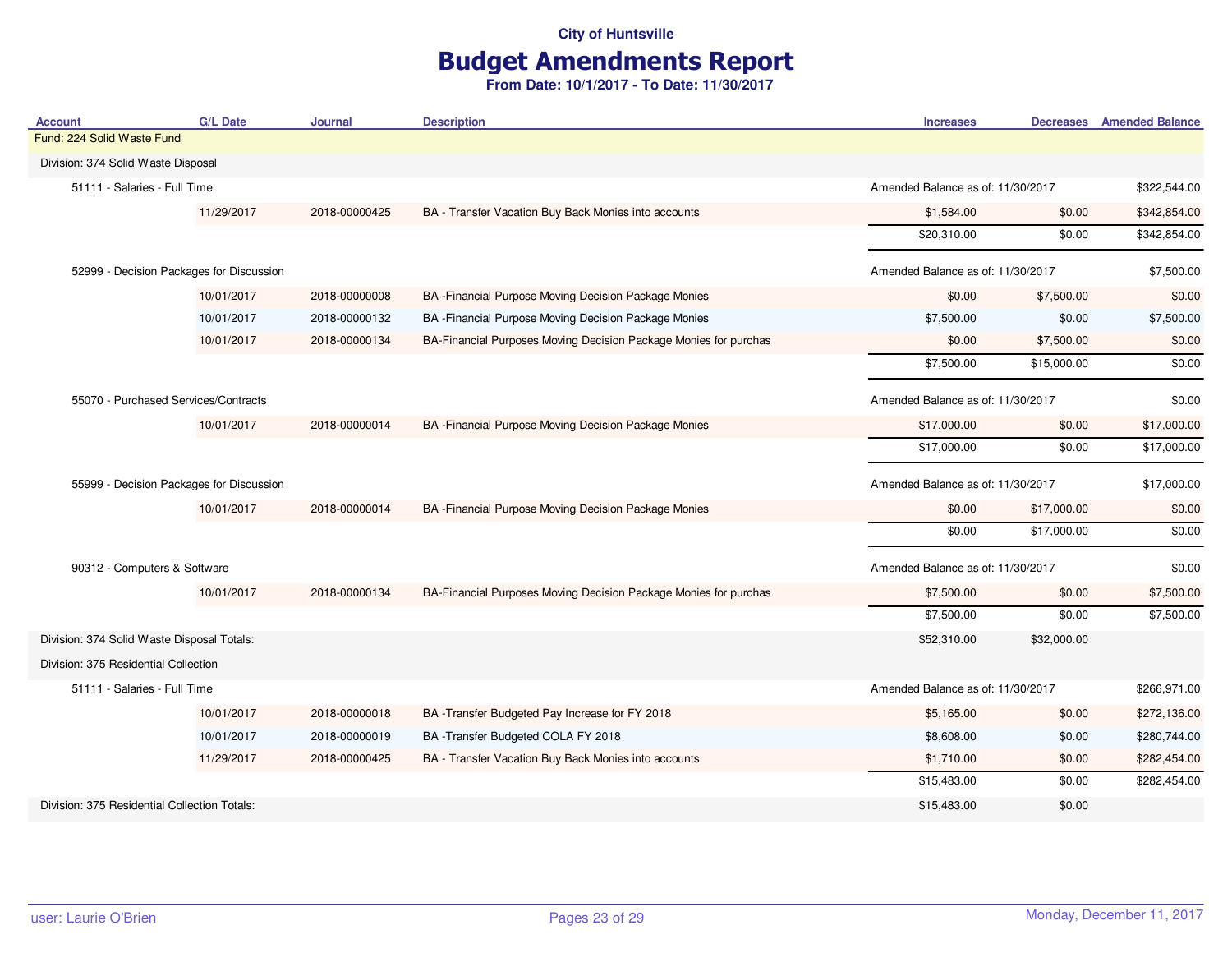City of Huntsville

# Budget Amendments Report

**From Date: 10/1/2017 - To Date: 11/30/2017**

| Account | G/L Date | Journal | Description | Increases | Decreases | Amended Balance |
|---|---|---|---|---|---|---|
| Fund: 224 Solid Waste Fund | | | | | | |
| Division: 374 Solid Waste Disposal | | | | | | |
| 51111 - Salaries - Full Time | | | | Amended Balance as of: 11/30/2017 | | $322,544.00 |
| | 11/29/2017 | 2018-00000425 | BA - Transfer Vacation Buy Back Monies into accounts | $1,584.00 | $0.00 | $342,854.00 |
| | | | | $20,310.00 | $0.00 | $342,854.00 |
| 52999 - Decision Packages for Discussion | | | | Amended Balance as of: 11/30/2017 | | $7,500.00 |
| | 10/01/2017 | 2018-00000008 | BA -Financial Purpose Moving Decision Package Monies | $0.00 | $7,500.00 | $0.00 |
| | 10/01/2017 | 2018-00000132 | BA -Financial Purpose Moving Decision Package Monies | $7,500.00 | $0.00 | $7,500.00 |
| | 10/01/2017 | 2018-00000134 | BA-Financial Purposes Moving Decision Package Monies for purchas | $0.00 | $7,500.00 | $0.00 |
| | | | | $7,500.00 | $15,000.00 | $0.00 |
| 55070 - Purchased Services/Contracts | | | | Amended Balance as of: 11/30/2017 | | $0.00 |
| | 10/01/2017 | 2018-00000014 | BA -Financial Purpose Moving Decision Package Monies | $17,000.00 | $0.00 | $17,000.00 |
| | | | | $17,000.00 | $0.00 | $17,000.00 |
| 55999 - Decision Packages for Discussion | | | | Amended Balance as of: 11/30/2017 | | $17,000.00 |
| | 10/01/2017 | 2018-00000014 | BA -Financial Purpose Moving Decision Package Monies | $0.00 | $17,000.00 | $0.00 |
| | | | | $0.00 | $17,000.00 | $0.00 |
| 90312 - Computers & Software | | | | Amended Balance as of: 11/30/2017 | | $0.00 |
| | 10/01/2017 | 2018-00000134 | BA-Financial Purposes Moving Decision Package Monies for purchas | $7,500.00 | $0.00 | $7,500.00 |
| | | | | $7,500.00 | $0.00 | $7,500.00 |
| Division: 374 Solid Waste Disposal Totals: | | | | $52,310.00 | $32,000.00 | |
| Division: 375 Residential Collection | | | | | | |
| 51111 - Salaries - Full Time | | | | Amended Balance as of: 11/30/2017 | | $266,971.00 |
| | 10/01/2017 | 2018-00000018 | BA -Transfer Budgeted Pay Increase for FY 2018 | $5,165.00 | $0.00 | $272,136.00 |
| | 10/01/2017 | 2018-00000019 | BA -Transfer Budgeted COLA FY 2018 | $8,608.00 | $0.00 | $280,744.00 |
| | 11/29/2017 | 2018-00000425 | BA - Transfer Vacation Buy Back Monies into accounts | $1,710.00 | $0.00 | $282,454.00 |
| | | | | $15,483.00 | $0.00 | $282,454.00 |
| Division: 375 Residential Collection Totals: | | | | $15,483.00 | $0.00 | |

user: Laurie O'Brien

Monday, December 11, 2017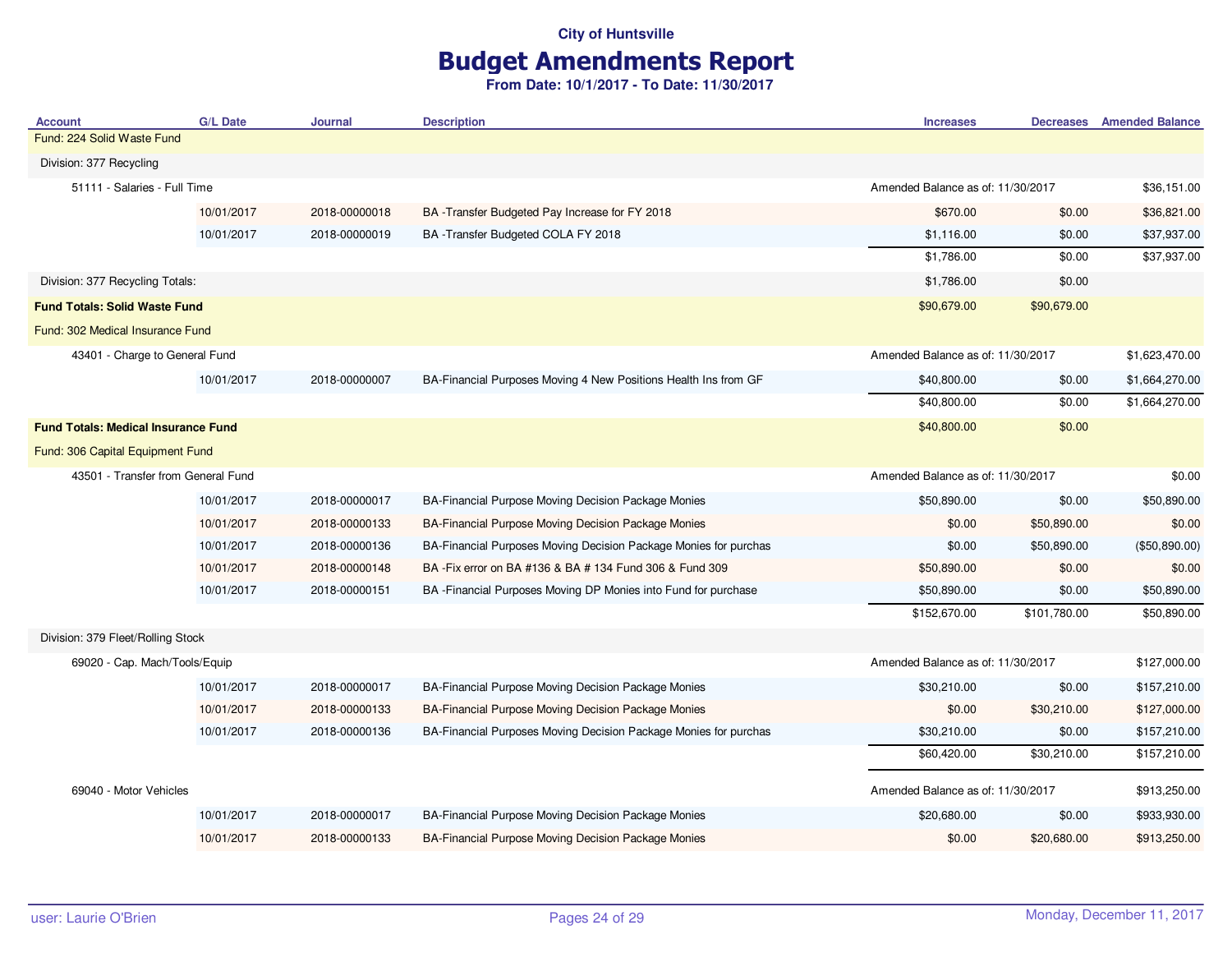City of Huntsville

# Budget Amendments Report

**From Date: 10/1/2017 - To Date: 11/30/2017**

| Account | G/L Date | Journal | Description | Increases | Decreases | Amended Balance |
|---|---|---|---|---|---|---|
| Fund: 224 Solid Waste Fund | | | | | | |
| Division: 377 Recycling | | | | | | |
| 51111 - Salaries - Full Time | | | | Amended Balance as of: 11/30/2017 | | $36,151.00 |
| | 10/01/2017 | 2018-00000018 | BA -Transfer Budgeted Pay Increase for FY 2018 | $670.00 | $0.00 | $36,821.00 |
| | 10/01/2017 | 2018-00000019 | BA -Transfer Budgeted COLA FY 2018 | $1,116.00 | $0.00 | $37,937.00 |
| | | | | $1,786.00 | $0.00 | $37,937.00 |
| Division: 377 Recycling Totals: | | | | $1,786.00 | $0.00 | |
| **Fund Totals: Solid Waste Fund** | | | | $90,679.00 | $90,679.00 | |
| Fund: 302 Medical Insurance Fund | | | | | | |
| 43401 - Charge to General Fund | | | | Amended Balance as of: 11/30/2017 | | $1,623,470.00 |
| | 10/01/2017 | 2018-00000007 | BA-Financial Purposes Moving 4 New Positions Health Ins from GF | $40,800.00 | $0.00 | $1,664,270.00 |
| | | | | $40,800.00 | $0.00 | $1,664,270.00 |
| **Fund Totals: Medical Insurance Fund** | | | | $40,800.00 | $0.00 | |
| Fund: 306 Capital Equipment Fund | | | | | | |
| 43501 - Transfer from General Fund | | | | Amended Balance as of: 11/30/2017 | | $0.00 |
| | 10/01/2017 | 2018-00000017 | BA-Financial Purpose Moving Decision Package Monies | $50,890.00 | $0.00 | $50,890.00 |
| | 10/01/2017 | 2018-00000133 | BA-Financial Purpose Moving Decision Package Monies | $0.00 | $50,890.00 | $0.00 |
| | 10/01/2017 | 2018-00000136 | BA-Financial Purposes Moving Decision Package Monies for purchas | $0.00 | $50,890.00 | ($50,890.00) |
| | 10/01/2017 | 2018-00000148 | BA -Fix error on BA #136 & BA # 134 Fund 306 & Fund 309 | $50,890.00 | $0.00 | $0.00 |
| | 10/01/2017 | 2018-00000151 | BA -Financial Purposes Moving DP Monies into Fund for purchase | $50,890.00 | $0.00 | $50,890.00 |
| | | | | $152,670.00 | $101,780.00 | $50,890.00 |
| Division: 379 Fleet/Rolling Stock | | | | | | |
| 69020 - Cap. Mach/Tools/Equip | | | | Amended Balance as of: 11/30/2017 | | $127,000.00 |
| | 10/01/2017 | 2018-00000017 | BA-Financial Purpose Moving Decision Package Monies | $30,210.00 | $0.00 | $157,210.00 |
| | 10/01/2017 | 2018-00000133 | BA-Financial Purpose Moving Decision Package Monies | $0.00 | $30,210.00 | $127,000.00 |
| | 10/01/2017 | 2018-00000136 | BA-Financial Purposes Moving Decision Package Monies for purchas | $30,210.00 | $0.00 | $157,210.00 |
| | | | | $60,420.00 | $30,210.00 | $157,210.00 |
| 69040 - Motor Vehicles | | | | Amended Balance as of: 11/30/2017 | | $913,250.00 |
| | 10/01/2017 | 2018-00000017 | BA-Financial Purpose Moving Decision Package Monies | $20,680.00 | $0.00 | $933,930.00 |
| | 10/01/2017 | 2018-00000133 | BA-Financial Purpose Moving Decision Package Monies | $0.00 | $20,680.00 | $913,250.00 |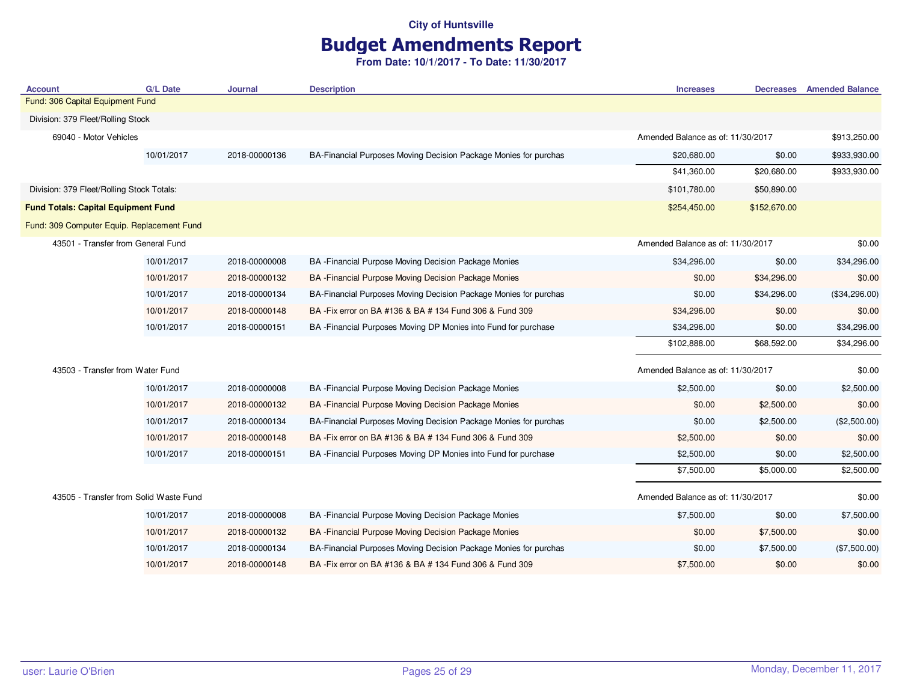**City of Huntsville**

# Budget Amendments Report

**From Date: 10/1/2017 - To Date: 11/30/2017**

| Account | G/L Date | Journal | Description | Increases | Decreases | Amended Balance |
|---|---|---|---|---|---|---|
| Fund: 306 Capital Equipment Fund | | | | | | |
| Division: 379 Fleet/Rolling Stock | | | | | | |
| 69040 - Motor Vehicles | | | | Amended Balance as of: 11/30/2017 | | $913,250.00 |
| | 10/01/2017 | 2018-00000136 | BA-Financial Purposes Moving Decision Package Monies for purchas | $20,680.00 | $0.00 | $933,930.00 |
| | | | | $41,360.00 | $20,680.00 | $933,930.00 |
| Division: 379 Fleet/Rolling Stock Totals: | | | | $101,780.00 | $50,890.00 | |
| **Fund Totals: Capital Equipment Fund** | | | | $254,450.00 | $152,670.00 | |
| Fund: 309 Computer Equip. Replacement Fund | | | | | | |
| 43501 - Transfer from General Fund | | | | Amended Balance as of: 11/30/2017 | | $0.00 |
| | 10/01/2017 | 2018-00000008 | BA -Financial Purpose Moving Decision Package Monies | $34,296.00 | $0.00 | $34,296.00 |
| | 10/01/2017 | 2018-00000132 | BA -Financial Purpose Moving Decision Package Monies | $0.00 | $34,296.00 | $0.00 |
| | 10/01/2017 | 2018-00000134 | BA-Financial Purposes Moving Decision Package Monies for purchas | $0.00 | $34,296.00 | ($34,296.00) |
| | 10/01/2017 | 2018-00000148 | BA -Fix error on BA #136 & BA # 134 Fund 306 & Fund 309 | $34,296.00 | $0.00 | $0.00 |
| | 10/01/2017 | 2018-00000151 | BA -Financial Purposes Moving DP Monies into Fund for purchase | $34,296.00 | $0.00 | $34,296.00 |
| | | | | $102,888.00 | $68,592.00 | $34,296.00 |
| 43503 - Transfer from Water Fund | | | | Amended Balance as of: 11/30/2017 | | $0.00 |
| | 10/01/2017 | 2018-00000008 | BA -Financial Purpose Moving Decision Package Monies | $2,500.00 | $0.00 | $2,500.00 |
| | 10/01/2017 | 2018-00000132 | BA -Financial Purpose Moving Decision Package Monies | $0.00 | $2,500.00 | $0.00 |
| | 10/01/2017 | 2018-00000134 | BA-Financial Purposes Moving Decision Package Monies for purchas | $0.00 | $2,500.00 | ($2,500.00) |
| | 10/01/2017 | 2018-00000148 | BA -Fix error on BA #136 & BA # 134 Fund 306 & Fund 309 | $2,500.00 | $0.00 | $0.00 |
| | 10/01/2017 | 2018-00000151 | BA -Financial Purposes Moving DP Monies into Fund for purchase | $2,500.00 | $0.00 | $2,500.00 |
| | | | | $7,500.00 | $5,000.00 | $2,500.00 |
| 43505 - Transfer from Solid Waste Fund | | | | Amended Balance as of: 11/30/2017 | | $0.00 |
| | 10/01/2017 | 2018-00000008 | BA -Financial Purpose Moving Decision Package Monies | $7,500.00 | $0.00 | $7,500.00 |
| | 10/01/2017 | 2018-00000132 | BA -Financial Purpose Moving Decision Package Monies | $0.00 | $7,500.00 | $0.00 |
| | 10/01/2017 | 2018-00000134 | BA-Financial Purposes Moving Decision Package Monies for purchas | $0.00 | $7,500.00 | ($7,500.00) |
| | 10/01/2017 | 2018-00000148 | BA -Fix error on BA #136 & BA # 134 Fund 306 & Fund 309 | $7,500.00 | $0.00 | $0.00 |

user: Laurie O'Brien — Monday, December 11, 2017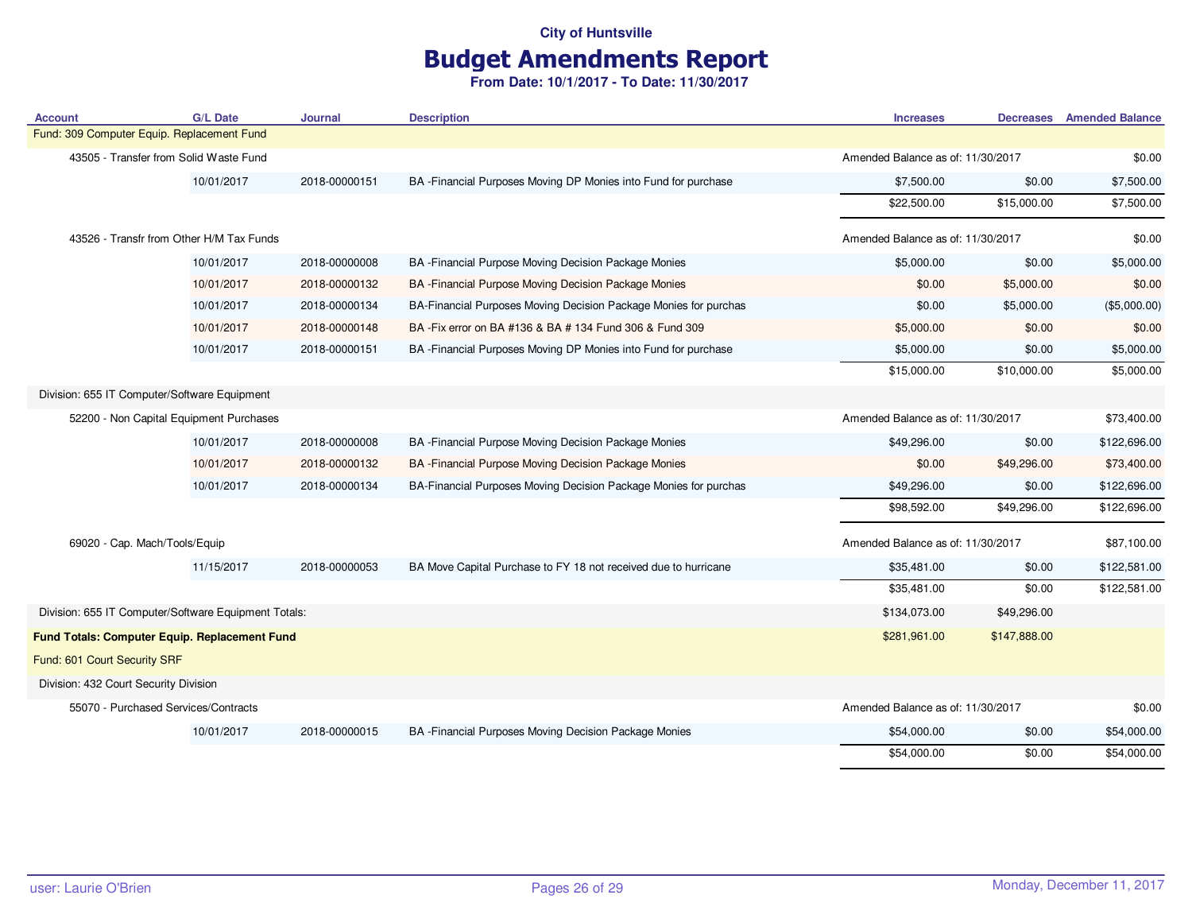**City of Huntsville**

# Budget Amendments Report

**From Date: 10/1/2017 - To Date: 11/30/2017**

| Account | G/L Date | Journal | Description | Increases | Decreases | Amended Balance |
|---|---|---|---|---|---|---|
| Fund: 309 Computer Equip. Replacement Fund | | | | | | |
| 43505 - Transfer from Solid Waste Fund | | | | Amended Balance as of: 11/30/2017 | | $0.00 |
| | 10/01/2017 | 2018-00000151 | BA -Financial Purposes Moving DP Monies into Fund for purchase | $7,500.00 | $0.00 | $7,500.00 |
| | | | | $22,500.00 | $15,000.00 | $7,500.00 |
| 43526 - Transfr from Other H/M Tax Funds | | | | Amended Balance as of: 11/30/2017 | | $0.00 |
| | 10/01/2017 | 2018-00000008 | BA -Financial Purpose Moving Decision Package Monies | $5,000.00 | $0.00 | $5,000.00 |
| | 10/01/2017 | 2018-00000132 | BA -Financial Purpose Moving Decision Package Monies | $0.00 | $5,000.00 | $0.00 |
| | 10/01/2017 | 2018-00000134 | BA-Financial Purposes Moving Decision Package Monies for purchas | $0.00 | $5,000.00 | ($5,000.00) |
| | 10/01/2017 | 2018-00000148 | BA -Fix error on BA #136 & BA # 134 Fund 306 & Fund 309 | $5,000.00 | $0.00 | $0.00 |
| | 10/01/2017 | 2018-00000151 | BA -Financial Purposes Moving DP Monies into Fund for purchase | $5,000.00 | $0.00 | $5,000.00 |
| | | | | $15,000.00 | $10,000.00 | $5,000.00 |
| Division: 655 IT Computer/Software Equipment | | | | | | |
| 52200 - Non Capital Equipment Purchases | | | | Amended Balance as of: 11/30/2017 | | $73,400.00 |
| | 10/01/2017 | 2018-00000008 | BA -Financial Purpose Moving Decision Package Monies | $49,296.00 | $0.00 | $122,696.00 |
| | 10/01/2017 | 2018-00000132 | BA -Financial Purpose Moving Decision Package Monies | $0.00 | $49,296.00 | $73,400.00 |
| | 10/01/2017 | 2018-00000134 | BA-Financial Purposes Moving Decision Package Monies for purchas | $49,296.00 | $0.00 | $122,696.00 |
| | | | | $98,592.00 | $49,296.00 | $122,696.00 |
| 69020 - Cap. Mach/Tools/Equip | | | | Amended Balance as of: 11/30/2017 | | $87,100.00 |
| | 11/15/2017 | 2018-00000053 | BA Move Capital Purchase to FY 18 not received due to hurricane | $35,481.00 | $0.00 | $122,581.00 |
| | | | | $35,481.00 | $0.00 | $122,581.00 |
| Division: 655 IT Computer/Software Equipment Totals: | | | | $134,073.00 | $49,296.00 | |
| **Fund Totals: Computer Equip. Replacement Fund** | | | | $281,961.00 | $147,888.00 | |
| Fund: 601 Court Security SRF | | | | | | |
| Division: 432 Court Security Division | | | | | | |
| 55070 - Purchased Services/Contracts | | | | Amended Balance as of: 11/30/2017 | | $0.00 |
| | 10/01/2017 | 2018-00000015 | BA -Financial Purposes Moving Decision Package Monies | $54,000.00 | $0.00 | $54,000.00 |
| | | | | $54,000.00 | $0.00 | $54,000.00 |

user: Laurie O'Brien

Monday, December 11, 2017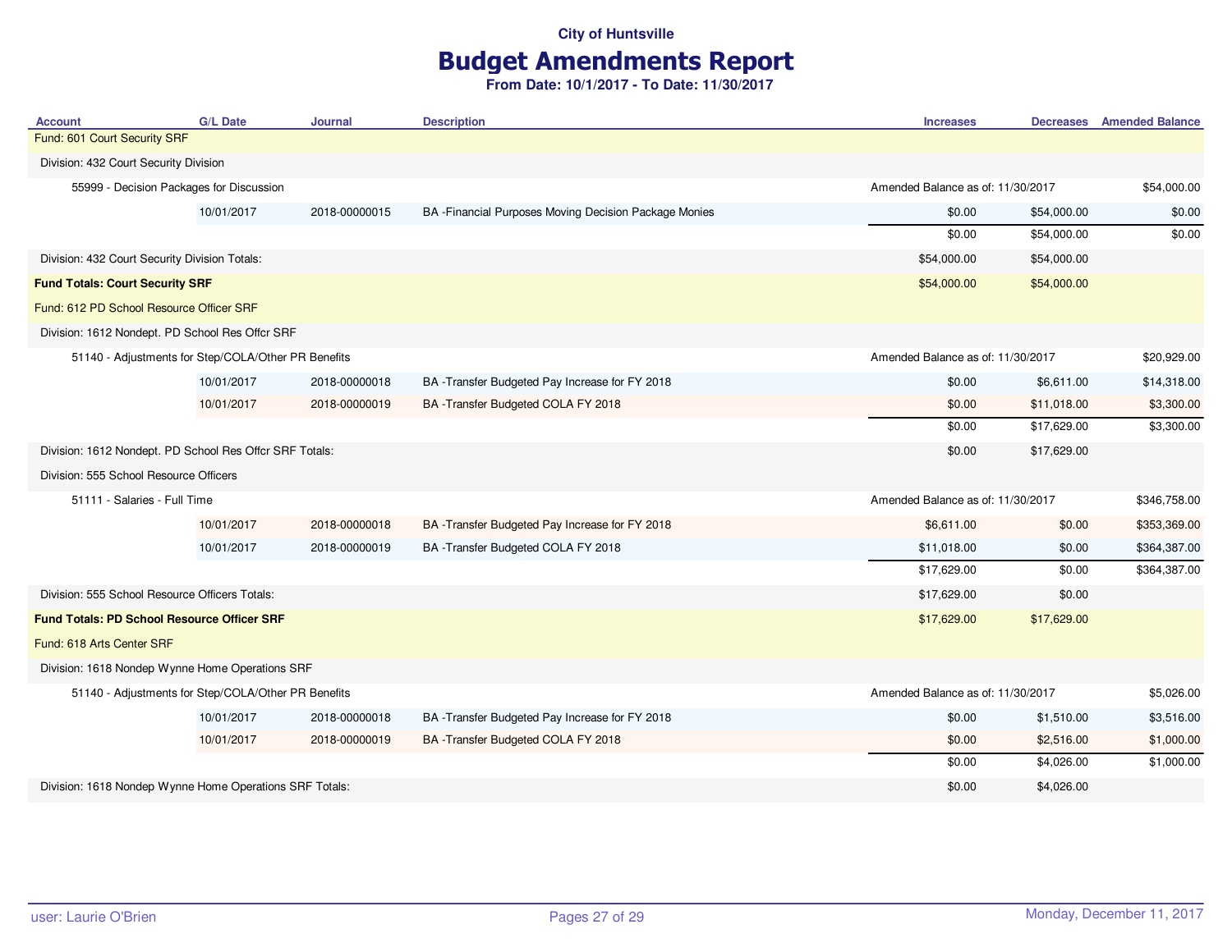City of Huntsville

# Budget Amendments Report

**From Date: 10/1/2017 - To Date: 11/30/2017**

| Account | G/L Date | Journal | Description | Increases | Decreases | Amended Balance |
|---|---|---|---|---|---|---|
| Fund: 601 Court Security SRF | | | | | | |
| Division: 432 Court Security Division | | | | | | |
| 55999 - Decision Packages for Discussion | | | | Amended Balance as of: 11/30/2017 | | $54,000.00 |
| | 10/01/2017 | 2018-00000015 | BA -Financial Purposes Moving Decision Package Monies | $0.00 | $54,000.00 | $0.00 |
| | | | | $0.00 | $54,000.00 | $0.00 |
| Division: 432 Court Security Division Totals: | | | | $54,000.00 | $54,000.00 | |
| **Fund Totals: Court Security SRF** | | | | $54,000.00 | $54,000.00 | |
| Fund: 612 PD School Resource Officer SRF | | | | | | |
| Division: 1612 Nondept. PD School Res Offcr SRF | | | | | | |
| 51140 - Adjustments for Step/COLA/Other PR Benefits | | | | Amended Balance as of: 11/30/2017 | | $20,929.00 |
| | 10/01/2017 | 2018-00000018 | BA -Transfer Budgeted Pay Increase for FY 2018 | $0.00 | $6,611.00 | $14,318.00 |
| | 10/01/2017 | 2018-00000019 | BA -Transfer Budgeted COLA FY 2018 | $0.00 | $11,018.00 | $3,300.00 |
| | | | | $0.00 | $17,629.00 | $3,300.00 |
| Division: 1612 Nondept. PD School Res Offcr SRF Totals: | | | | $0.00 | $17,629.00 | |
| Division: 555 School Resource Officers | | | | | | |
| 51111 - Salaries - Full Time | | | | Amended Balance as of: 11/30/2017 | | $346,758.00 |
| | 10/01/2017 | 2018-00000018 | BA -Transfer Budgeted Pay Increase for FY 2018 | $6,611.00 | $0.00 | $353,369.00 |
| | 10/01/2017 | 2018-00000019 | BA -Transfer Budgeted COLA FY 2018 | $11,018.00 | $0.00 | $364,387.00 |
| | | | | $17,629.00 | $0.00 | $364,387.00 |
| Division: 555 School Resource Officers Totals: | | | | $17,629.00 | $0.00 | |
| **Fund Totals: PD School Resource Officer SRF** | | | | $17,629.00 | $17,629.00 | |
| Fund: 618 Arts Center SRF | | | | | | |
| Division: 1618 Nondep Wynne Home Operations SRF | | | | | | |
| 51140 - Adjustments for Step/COLA/Other PR Benefits | | | | Amended Balance as of: 11/30/2017 | | $5,026.00 |
| | 10/01/2017 | 2018-00000018 | BA -Transfer Budgeted Pay Increase for FY 2018 | $0.00 | $1,510.00 | $3,516.00 |
| | 10/01/2017 | 2018-00000019 | BA -Transfer Budgeted COLA FY 2018 | $0.00 | $2,516.00 | $1,000.00 |
| | | | | $0.00 | $4,026.00 | $1,000.00 |
| Division: 1618 Nondep Wynne Home Operations SRF Totals: | | | | $0.00 | $4,026.00 | |

user: Laurie O'Brien

Monday, December 11, 2017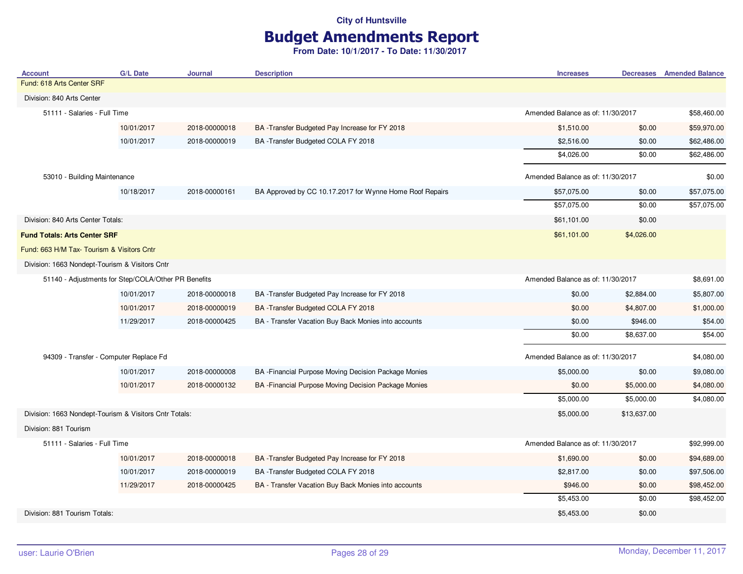City of Huntsville

# Budget Amendments Report

**From Date: 10/1/2017 - To Date: 11/30/2017**

| Account | G/L Date | Journal | Description | Increases | Decreases | Amended Balance |
|---|---|---|---|---|---|---|
| Fund: 618 Arts Center SRF | | | | | | |
| Division: 840 Arts Center | | | | | | |
| 51111 - Salaries - Full Time | | | | Amended Balance as of: 11/30/2017 | | $58,460.00 |
| | 10/01/2017 | 2018-00000018 | BA -Transfer Budgeted Pay Increase for FY 2018 | $1,510.00 | $0.00 | $59,970.00 |
| | 10/01/2017 | 2018-00000019 | BA -Transfer Budgeted COLA FY 2018 | $2,516.00 | $0.00 | $62,486.00 |
| | | | | $4,026.00 | $0.00 | $62,486.00 |
| 53010 - Building Maintenance | | | | Amended Balance as of: 11/30/2017 | | $0.00 |
| | 10/18/2017 | 2018-00000161 | BA Approved by CC 10.17.2017 for Wynne Home Roof Repairs | $57,075.00 | $0.00 | $57,075.00 |
| | | | | $57,075.00 | $0.00 | $57,075.00 |
| Division: 840 Arts Center Totals: | | | | $61,101.00 | $0.00 | |
| **Fund Totals: Arts Center SRF** | | | | $61,101.00 | $4,026.00 | |
| Fund: 663 H/M Tax- Tourism & Visitors Cntr | | | | | | |
| Division: 1663 Nondept-Tourism & Visitors Cntr | | | | | | |
| 51140 - Adjustments for Step/COLA/Other PR Benefits | | | | Amended Balance as of: 11/30/2017 | | $8,691.00 |
| | 10/01/2017 | 2018-00000018 | BA -Transfer Budgeted Pay Increase for FY 2018 | $0.00 | $2,884.00 | $5,807.00 |
| | 10/01/2017 | 2018-00000019 | BA -Transfer Budgeted COLA FY 2018 | $0.00 | $4,807.00 | $1,000.00 |
| | 11/29/2017 | 2018-00000425 | BA - Transfer Vacation Buy Back Monies into accounts | $0.00 | $946.00 | $54.00 |
| | | | | $0.00 | $8,637.00 | $54.00 |
| 94309 - Transfer - Computer Replace Fd | | | | Amended Balance as of: 11/30/2017 | | $4,080.00 |
| | 10/01/2017 | 2018-00000008 | BA -Financial Purpose Moving Decision Package Monies | $5,000.00 | $0.00 | $9,080.00 |
| | 10/01/2017 | 2018-00000132 | BA -Financial Purpose Moving Decision Package Monies | $0.00 | $5,000.00 | $4,080.00 |
| | | | | $5,000.00 | $5,000.00 | $4,080.00 |
| Division: 1663 Nondept-Tourism & Visitors Cntr Totals: | | | | $5,000.00 | $13,637.00 | |
| Division: 881 Tourism | | | | | | |
| 51111 - Salaries - Full Time | | | | Amended Balance as of: 11/30/2017 | | $92,999.00 |
| | 10/01/2017 | 2018-00000018 | BA -Transfer Budgeted Pay Increase for FY 2018 | $1,690.00 | $0.00 | $94,689.00 |
| | 10/01/2017 | 2018-00000019 | BA -Transfer Budgeted COLA FY 2018 | $2,817.00 | $0.00 | $97,506.00 |
| | 11/29/2017 | 2018-00000425 | BA - Transfer Vacation Buy Back Monies into accounts | $946.00 | $0.00 | $98,452.00 |
| | | | | $5,453.00 | $0.00 | $98,452.00 |
| Division: 881 Tourism Totals: | | | | $5,453.00 | $0.00 | |

user: Laurie O'Brien

Monday, December 11, 2017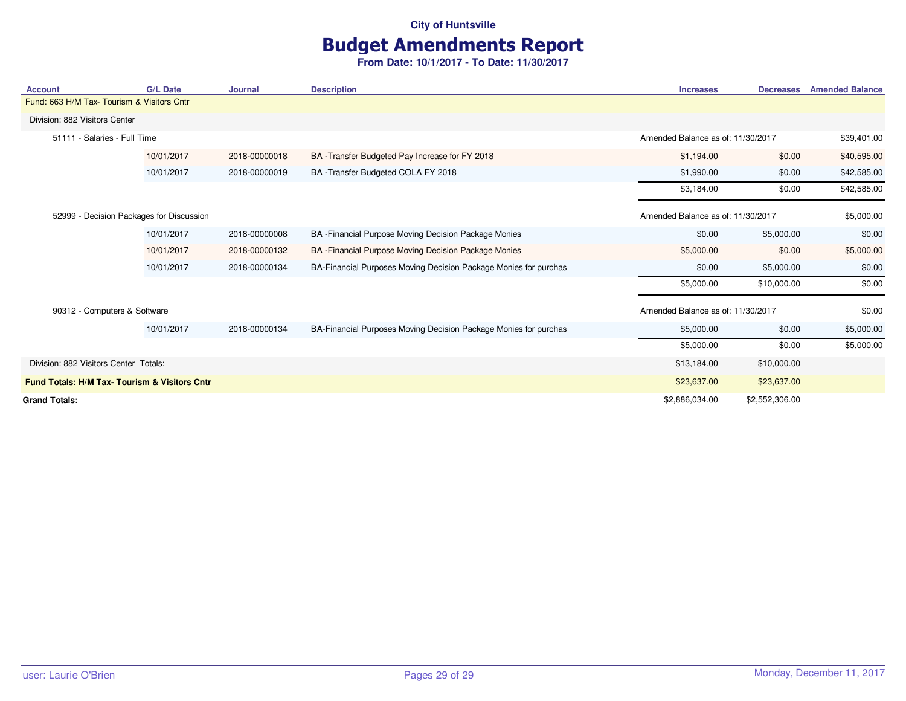City of Huntsville

# Budget Amendments Report

**From Date: 10/1/2017 - To Date: 11/30/2017**

| Account | G/L Date | Journal | Description | Increases | Decreases | Amended Balance |
|---|---|---|---|---|---|---|
| Fund: 663 H/M Tax- Tourism & Visitors Cntr | | | | | | |
| Division: 882 Visitors Center | | | | | | |
| 51111 - Salaries - Full Time | | | | Amended Balance as of: 11/30/2017 | | $39,401.00 |
| | 10/01/2017 | 2018-00000018 | BA -Transfer Budgeted Pay Increase for FY 2018 | $1,194.00 | $0.00 | $40,595.00 |
| | 10/01/2017 | 2018-00000019 | BA -Transfer Budgeted COLA FY 2018 | $1,990.00 | $0.00 | $42,585.00 |
| | | | | $3,184.00 | $0.00 | $42,585.00 |
| 52999 - Decision Packages for Discussion | | | | Amended Balance as of: 11/30/2017 | | $5,000.00 |
| | 10/01/2017 | 2018-00000008 | BA -Financial Purpose Moving Decision Package Monies | $0.00 | $5,000.00 | $0.00 |
| | 10/01/2017 | 2018-00000132 | BA -Financial Purpose Moving Decision Package Monies | $5,000.00 | $0.00 | $5,000.00 |
| | 10/01/2017 | 2018-00000134 | BA-Financial Purposes Moving Decision Package Monies for purchas | $0.00 | $5,000.00 | $0.00 |
| | | | | $5,000.00 | $10,000.00 | $0.00 |
| 90312 - Computers & Software | | | | Amended Balance as of: 11/30/2017 | | $0.00 |
| | 10/01/2017 | 2018-00000134 | BA-Financial Purposes Moving Decision Package Monies for purchas | $5,000.00 | $0.00 | $5,000.00 |
| | | | | $5,000.00 | $0.00 | $5,000.00 |
| Division: 882 Visitors Center Totals: | | | | $13,184.00 | $10,000.00 | |
| **Fund Totals: H/M Tax- Tourism & Visitors Cntr** | | | | $23,637.00 | $23,637.00 | |
| **Grand Totals:** | | | | $2,886,034.00 | $2,552,306.00 | |

user: Laurie O'Brien

Monday, December 11, 2017